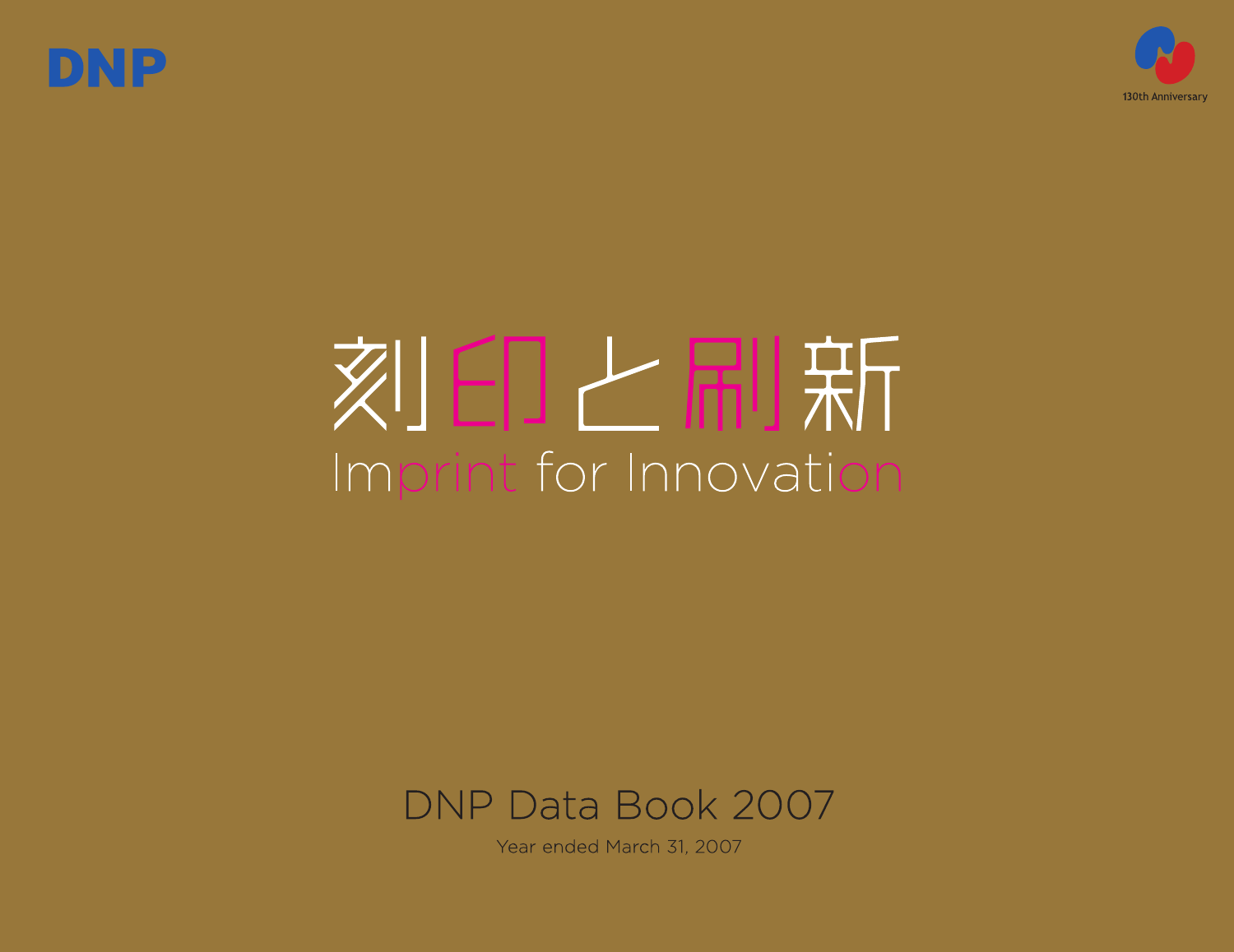DNP

130th Anniversary

# 刻印と刷新

## Imprint for Innovation

# DNP Data Book 2007

Year ended March 31, 2007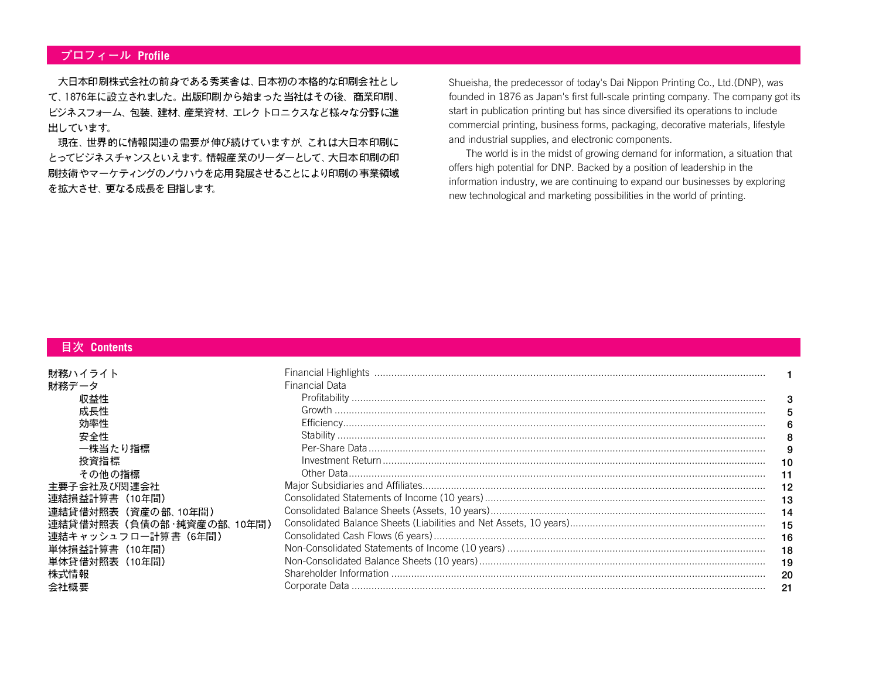## プロフィール Profile

大日本印刷株式会社の前身である秀英舎は、日本初の本格的な印刷会社として、1876年に設立されました。出版印刷から始まった当社はその後、商業印刷、ビジネスフォーム、包装、建材、産業資材、エレクトロニクスなど様々な分野に進出しています。

現在、世界的に情報関連の需要が伸び続けていますが、これは大日本印刷にとってビジネスチャンスといえます。情報産業のリーダーとして、大日本印刷の印刷技術やマーケティングのノウハウを応用発展させることにより印刷の事業領域を拡大させ、更なる成長を目指します。

Shueisha, the predecessor of today's Dai Nippon Printing Co., Ltd.(DNP), was founded in 1876 as Japan's first full-scale printing company. The company got its start in publication printing but has since diversified its operations to include commercial printing, business forms, packaging, decorative materials, lifestyle and industrial supplies, and electronic components.

The world is in the midst of growing demand for information, a situation that offers high potential for DNP. Backed by a position of leadership in the information industry, we are continuing to expand our businesses by exploring new technological and marketing possibilities in the world of printing.

## 目次 Contents

| | | |
|---|---|---|
| 財務ハイライト | Financial Highlights | 1 |
| 財務データ | Financial Data | |
| 　収益性 | Profitability | 3 |
| 　成長性 | Growth | 5 |
| 　効率性 | Efficiency | 6 |
| 　安全性 | Stability | 8 |
| 　一株当たり指標 | Per-Share Data | 9 |
| 　投資指標 | Investment Return | 10 |
| 　その他の指標 | Other Data | 11 |
| 主要子会社及び関連会社 | Major Subsidiaries and Affiliates | 12 |
| 連結損益計算書（10年間） | Consolidated Statements of Income (10 years) | 13 |
| 連結貸借対照表（資産の部、10年間） | Consolidated Balance Sheets (Assets, 10 years) | 14 |
| 連結貸借対照表（負債の部･純資産の部、10年間） | Consolidated Balance Sheets (Liabilities and Net Assets, 10 years) | 15 |
| 連結キャッシュフロー計算書（6年間） | Consolidated Cash Flows (6 years) | 16 |
| 単体損益計算書（10年間） | Non-Consolidated Statements of Income (10 years) | 18 |
| 単体貸借対照表（10年間） | Non-Consolidated Balance Sheets (10 years) | 19 |
| 株式情報 | Shareholder Information | 20 |
| 会社概要 | Corporate Data | 21 |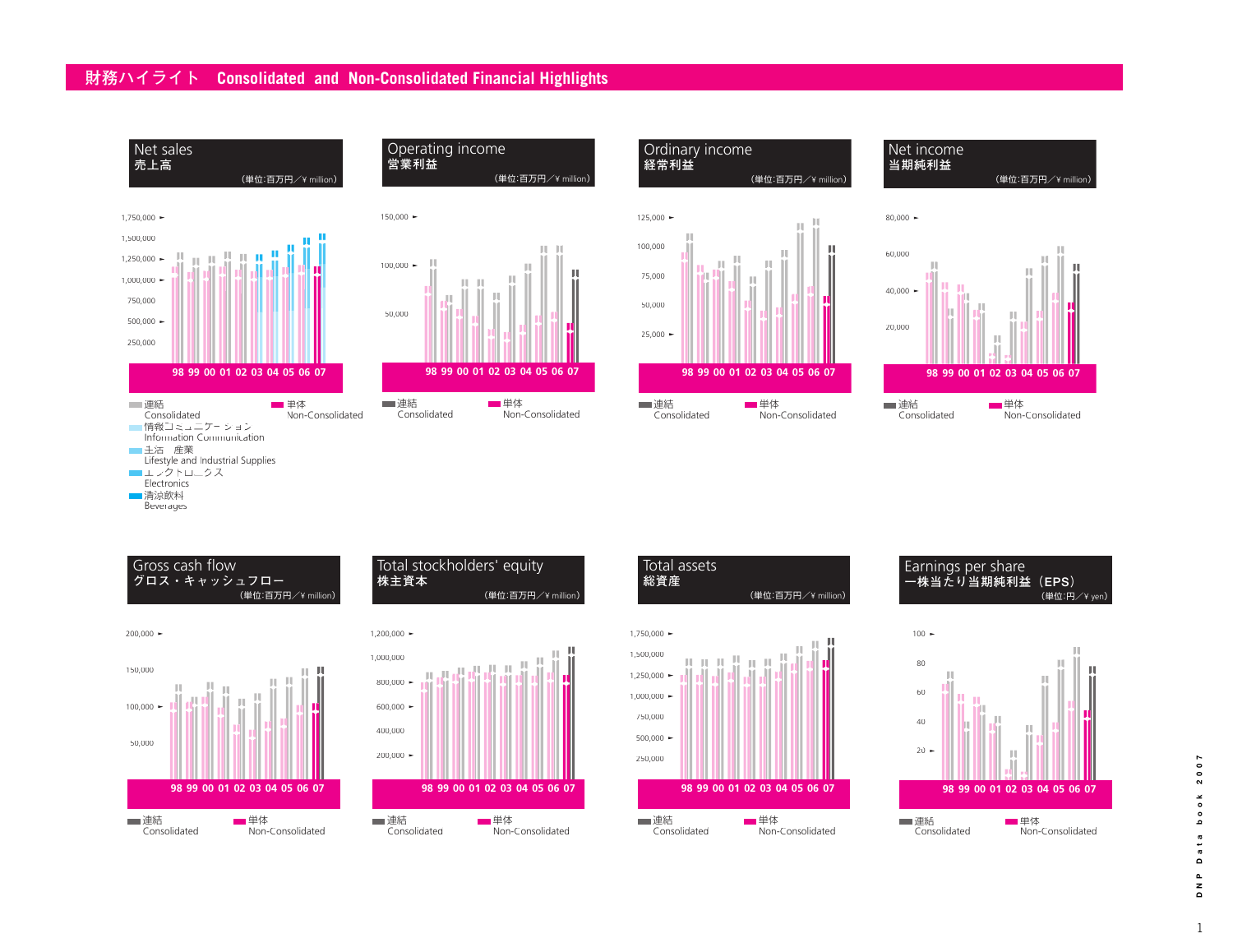# 財務ハイライト　Consolidated and Non-Consolidated Financial Highlights

## Net sales
売上高

（単位:百万円／¥ million）

1,750,000
1,500,000
1,250,000
1,000,000
750,000
500,000
250,000

98 99 00 01 02 03 04 05 06 07

連結 Consolidated
単体 Non-Consolidated
情報コミュニケーション Information Communication
生活・産業 Lifestyle and Industrial Supplies
エレクトロニクス Electronics
清涼飲料 Beverages

## Operating income
営業利益

（単位:百万円／¥ million）

150,000
100,000
50,000

98 99 00 01 02 03 04 05 06 07

連結 Consolidated
単体 Non-Consolidated

## Ordinary income
経常利益

（単位:百万円／¥ million）

125,000
100,000
75,000
50,000
25,000

98 99 00 01 02 03 04 05 06 07

連結 Consolidated
単体 Non-Consolidated

## Net income
当期純利益

（単位:百万円／¥ million）

80,000
60,000
40,000
20,000

98 99 00 01 02 03 04 05 06 07

連結 Consolidated
単体 Non-Consolidated

## Gross cash flow
グロス・キャッシュフロー

（単位:百万円／¥ million）

200,000
150,000
100,000
50,000

98 99 00 01 02 03 04 05 06 07

連結 Consolidated
単体 Non-Consolidated

## Total stockholders' equity
株主資本

（単位:百万円／¥ million）

1,200,000
1,000,000
800,000
600,000
400,000
200,000

98 99 00 01 02 03 04 05 06 07

連結 Consolidated
単体 Non-Consolidated

## Total assets
総資産

（単位:百万円／¥ million）

1,750,000
1,500,000
1,250,000
1,000,000
750,000
500,000
250,000

98 99 00 01 02 03 04 05 06 07

連結 Consolidated
単体 Non-Consolidated

## Earnings per share
一株当たり当期純利益（EPS）

（単位:円／¥ yen）

100
80
60
40
20

98 99 00 01 02 03 04 05 06 07

連結 Consolidated
単体 Non-Consolidated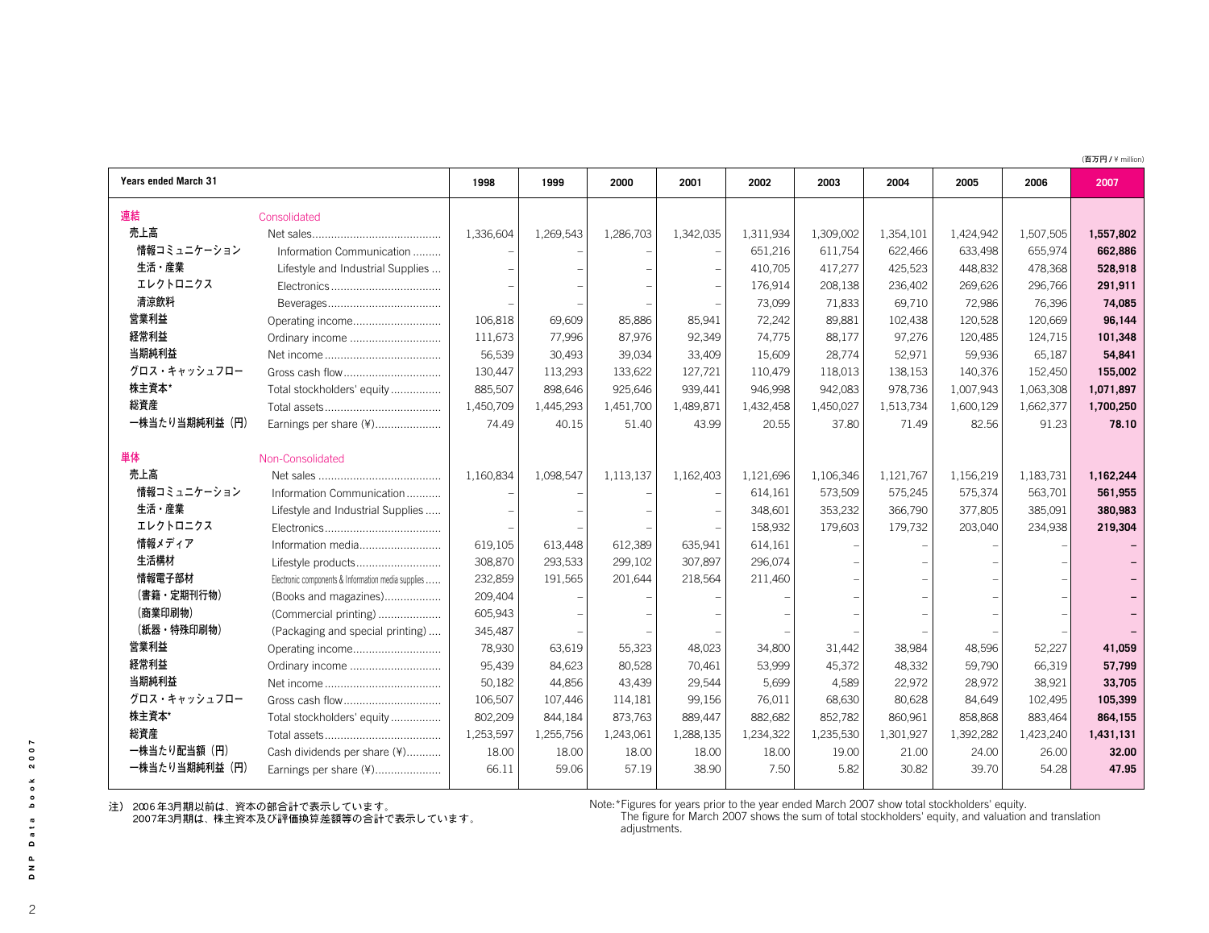(百万円 / ¥ million)

| Years ended March 31 | | 1998 | 1999 | 2000 | 2001 | 2002 | 2003 | 2004 | 2005 | 2006 | 2007 |
|---|---|---|---|---|---|---|---|---|---|---|---|
| 連結 | Consolidated | | | | | | | | | | |
| 売上高 | Net sales | 1,336,604 | 1,269,543 | 1,286,703 | 1,342,035 | 1,311,934 | 1,309,002 | 1,354,101 | 1,424,942 | 1,507,505 | **1,557,802** |
| 情報コミュニケーション | Information Communication | – | – | – | – | 651,216 | 611,754 | 622,466 | 633,498 | 655,974 | **662,886** |
| 生活・産業 | Lifestyle and Industrial Supplies | – | – | – | – | 410,705 | 417,277 | 425,523 | 448,832 | 478,368 | **528,918** |
| エレクトロニクス | Electronics | – | – | – | – | 176,914 | 208,138 | 236,402 | 269,626 | 296,766 | **291,911** |
| 清涼飲料 | Beverages | – | – | – | – | 73,099 | 71,833 | 69,710 | 72,986 | 76,396 | **74,085** |
| 営業利益 | Operating income | 106,818 | 69,609 | 85,886 | 85,941 | 72,242 | 89,881 | 102,438 | 120,528 | 120,669 | **96,144** |
| 経常利益 | Ordinary income | 111,673 | 77,996 | 87,976 | 92,349 | 74,775 | 88,177 | 97,276 | 120,485 | 124,715 | **101,348** |
| 当期純利益 | Net income | 56,539 | 30,493 | 39,034 | 33,409 | 15,609 | 28,774 | 52,971 | 59,936 | 65,187 | **54,841** |
| グロス・キャッシュフロー | Gross cash flow | 130,447 | 113,293 | 133,622 | 127,721 | 110,479 | 118,013 | 138,153 | 140,376 | 152,450 | **155,002** |
| 株主資本* | Total stockholders' equity | 885,507 | 898,646 | 925,646 | 939,441 | 946,998 | 942,083 | 978,736 | 1,007,943 | 1,063,308 | **1,071,897** |
| 総資産 | Total assets | 1,450,709 | 1,445,293 | 1,451,700 | 1,489,871 | 1,432,458 | 1,450,027 | 1,513,734 | 1,600,129 | 1,662,377 | **1,700,250** |
| 一株当たり当期純利益（円） | Earnings per share (¥) | 74.49 | 40.15 | 51.40 | 43.99 | 20.55 | 37.80 | 71.49 | 82.56 | 91.23 | **78.10** |
| 単体 | Non-Consolidated | | | | | | | | | | |
| 売上高 | Net sales | 1,160,834 | 1,098,547 | 1,113,137 | 1,162,403 | 1,121,696 | 1,106,346 | 1,121,767 | 1,156,219 | 1,183,731 | **1,162,244** |
| 情報コミュニケーション | Information Communication | – | – | – | – | 614,161 | 573,509 | 575,245 | 575,374 | 563,701 | **561,955** |
| 生活・産業 | Lifestyle and Industrial Supplies | – | – | – | – | 348,601 | 353,232 | 366,790 | 377,805 | 385,091 | **380,983** |
| エレクトロニクス | Electronics | – | – | – | – | 158,932 | 179,603 | 179,732 | 203,040 | 234,938 | **219,304** |
| 情報メディア | Information media | 619,105 | 613,448 | 612,389 | 635,941 | 614,161 | – | – | – | – | **–** |
| 生活構材 | Lifestyle products | 308,870 | 293,533 | 299,102 | 307,897 | 296,074 | – | – | – | – | **–** |
| 情報電子部材 | Electronic components & Information media supplies | 232,859 | 191,565 | 201,644 | 218,564 | 211,460 | – | – | – | – | **–** |
| （書籍・定期刊行物） | (Books and magazines) | 209,404 | – | – | – | – | – | – | – | – | **–** |
| （商業印刷物） | (Commercial printing) | 605,943 | – | – | – | – | – | – | – | – | **–** |
| （紙器・特殊印刷物） | (Packaging and special printing) | 345,487 | – | – | – | – | – | – | – | – | **–** |
| 営業利益 | Operating income | 78,930 | 63,619 | 55,323 | 48,023 | 34,800 | 31,442 | 38,984 | 48,596 | 52,227 | **41,059** |
| 経常利益 | Ordinary income | 95,439 | 84,623 | 80,528 | 70,461 | 53,999 | 45,372 | 48,332 | 59,790 | 66,319 | **57,799** |
| 当期純利益 | Net income | 50,182 | 44,856 | 43,439 | 29,544 | 5,699 | 4,589 | 22,972 | 28,972 | 38,921 | **33,705** |
| グロス・キャッシュフロー | Gross cash flow | 106,507 | 107,446 | 114,181 | 99,156 | 76,011 | 68,630 | 80,628 | 84,649 | 102,495 | **105,399** |
| 株主資本* | Total stockholders' equity | 802,209 | 844,184 | 873,763 | 889,447 | 882,682 | 852,782 | 860,961 | 858,868 | 883,464 | **864,155** |
| 総資産 | Total assets | 1,253,597 | 1,255,756 | 1,243,061 | 1,288,135 | 1,234,322 | 1,235,530 | 1,301,927 | 1,392,282 | 1,423,240 | **1,431,131** |
| 一株当たり配当額（円） | Cash dividends per share (¥) | 18.00 | 18.00 | 18.00 | 18.00 | 18.00 | 19.00 | 21.00 | 24.00 | 26.00 | **32.00** |
| 一株当たり当期純利益（円） | Earnings per share (¥) | 66.11 | 59.06 | 57.19 | 38.90 | 7.50 | 5.82 | 30.82 | 39.70 | 54.28 | **47.95** |

注）2006年3月期以前は、資本の部合計で表示しています。
2007年3月期は、株主資本及び評価換算差額等の合計で表示しています。

Note: *Figures for years prior to the year ended March 2007 show total stockholders' equity.
The figure for March 2007 shows the sum of total stockholders' equity, and valuation and translation adjustments.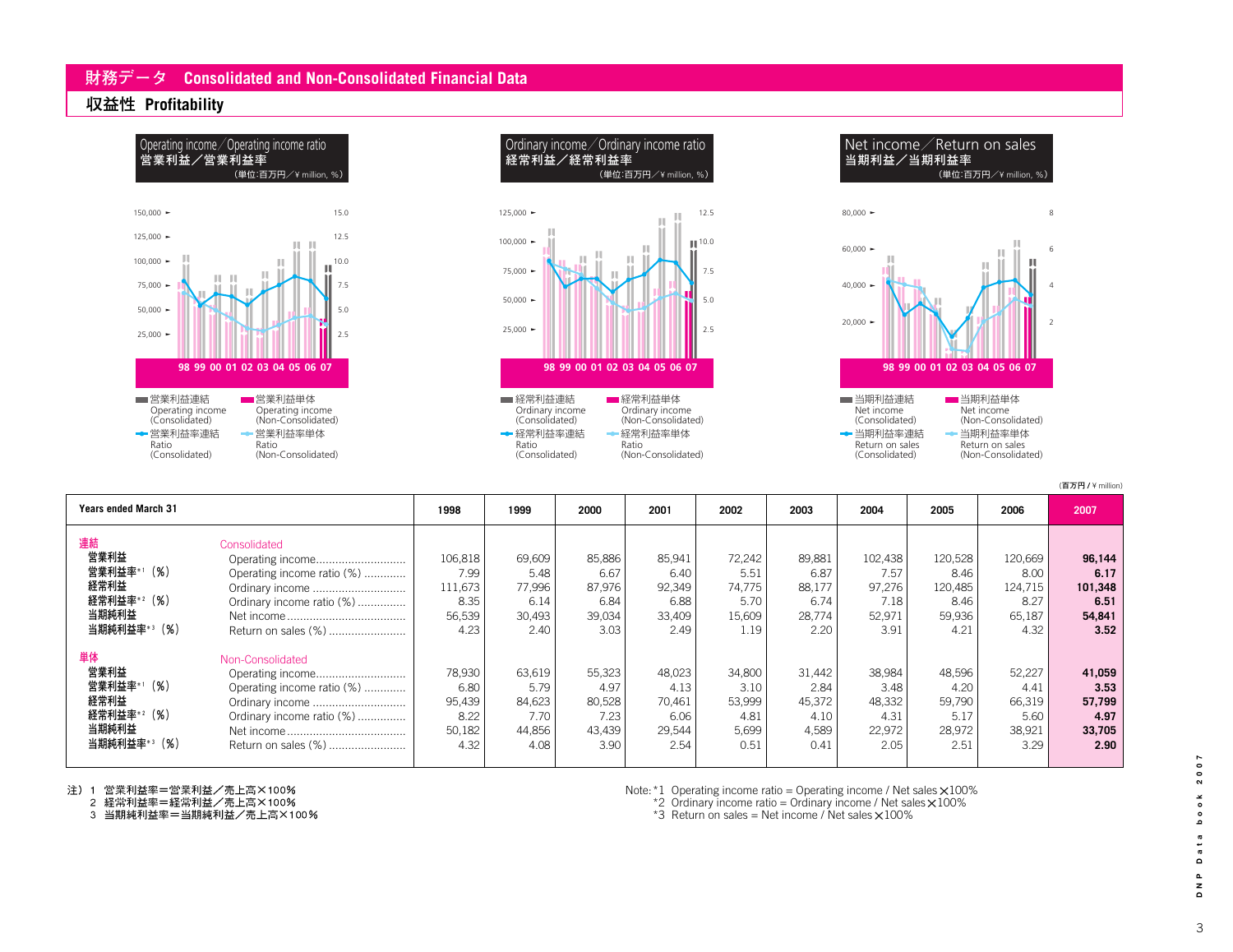## 財務データ　Consolidated and Non-Consolidated Financial Data

### 収益性　Profitability

**Operating income／Operating income ratio**
**営業利益／営業利益率**
（単位:百万円／¥ million, %）

- 営業利益連結 Operating income (Consolidated)
- 営業利益単体 Operating income (Non-Consolidated)
- 営業利益率連結 Ratio (Consolidated)
- 営業利益率単体 Ratio (Non-Consolidated)

**Ordinary income／Ordinary income ratio**
**経常利益／経常利益率**
（単位:百万円／¥ million, %）

- 経常利益連結 Ordinary income (Consolidated)
- 経常利益単体 Ordinary income (Non-Consolidated)
- 経常利益率連結 Ratio (Consolidated)
- 経常利益率単体 Ratio (Non-Consolidated)

**Net income／Return on sales**
**当期利益／当期利益率**
（単位:百万円／¥ million, %）

- 当期利益連結 Net income (Consolidated)
- 当期利益単体 Net income (Non-Consolidated)
- 当期利益率連結 Return on sales (Consolidated)
- 当期利益率単体 Return on sales (Non-Consolidated)

（百万円 / ¥ million）

| Years ended March 31 | | 1998 | 1999 | 2000 | 2001 | 2002 | 2003 | 2004 | 2005 | 2006 | 2007 |
|---|---|---|---|---|---|---|---|---|---|---|---|
| 連結 | Consolidated | | | | | | | | | | |
| 営業利益 | Operating income | 106,818 | 69,609 | 85,886 | 85,941 | 72,242 | 89,881 | 102,438 | 120,528 | 120,669 | **96,144** |
| 営業利益率*1（%） | Operating income ratio (%) | 7.99 | 5.48 | 6.67 | 6.40 | 5.51 | 6.87 | 7.57 | 8.46 | 8.00 | **6.17** |
| 経常利益 | Ordinary income | 111,673 | 77,996 | 87,976 | 92,349 | 74,775 | 88,177 | 97,276 | 120,485 | 124,715 | **101,348** |
| 経常利益率*2（%） | Ordinary income ratio (%) | 8.35 | 6.14 | 6.84 | 6.88 | 5.70 | 6.74 | 7.18 | 8.46 | 8.27 | **6.51** |
| 当期純利益 | Net income | 56,539 | 30,493 | 39,034 | 33,409 | 15,609 | 28,774 | 52,971 | 59,936 | 65,187 | **54,841** |
| 当期純利益率*3（%） | Return on sales (%) | 4.23 | 2.40 | 3.03 | 2.49 | 1.19 | 2.20 | 3.91 | 4.21 | 4.32 | **3.52** |
| 単体 | Non-Consolidated | | | | | | | | | | |
| 営業利益 | Operating income | 78,930 | 63,619 | 55,323 | 48,023 | 34,800 | 31,442 | 38,984 | 48,596 | 52,227 | **41,059** |
| 営業利益率*1（%） | Operating income ratio (%) | 6.80 | 5.79 | 4.97 | 4.13 | 3.10 | 2.84 | 3.48 | 4.20 | 4.41 | **3.53** |
| 経常利益 | Ordinary income | 95,439 | 84,623 | 80,528 | 70,461 | 53,999 | 45,372 | 48,332 | 59,790 | 66,319 | **57,799** |
| 経常利益率*2（%） | Ordinary income ratio (%) | 8.22 | 7.70 | 7.23 | 6.06 | 4.81 | 4.10 | 4.31 | 5.17 | 5.60 | **4.97** |
| 当期純利益 | Net income | 50,182 | 44,856 | 43,439 | 29,544 | 5,699 | 4,589 | 22,972 | 28,972 | 38,921 | **33,705** |
| 当期純利益率*3（%） | Return on sales (%) | 4.32 | 4.08 | 3.90 | 2.54 | 0.51 | 0.41 | 2.05 | 2.51 | 3.29 | **2.90** |

注）1　営業利益率＝営業利益／売上高×100%
　　2　経常利益率＝経常利益／売上高×100%
　　3　当期純利益率＝当期純利益／売上高×100%

Note: *1 Operating income ratio = Operating income / Net sales × 100%
*2 Ordinary income ratio = Ordinary income / Net sales × 100%
*3 Return on sales = Net income / Net sales × 100%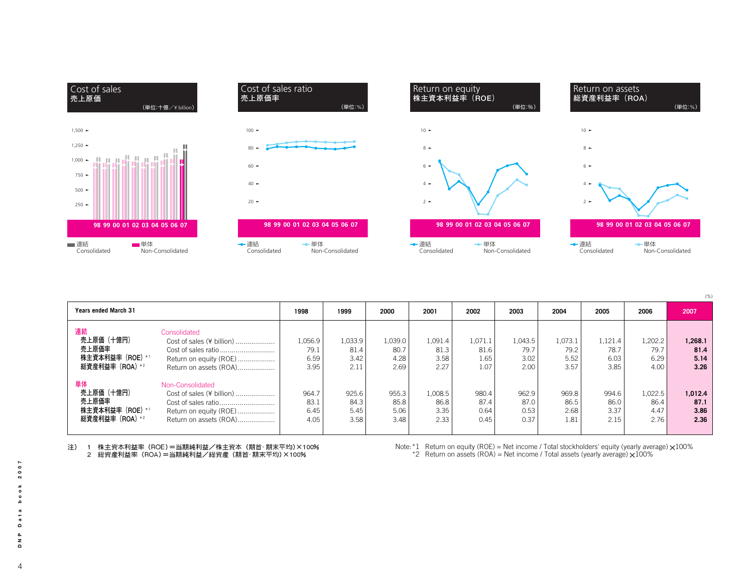## Cost of sales 売上原価

(単位:十億／¥ billion)

## Cost of sales ratio 売上原価率

(単位:%)

## Return on equity 株主資本利益率（ROE）

(単位:%)

## Return on assets 総資産利益率（ROA）

(単位:%)

98 99 00 01 02 03 04 05 06 07

連結 Consolidated　単体 Non-Consolidated

(%)

| Years ended March 31 | | 1998 | 1999 | 2000 | 2001 | 2002 | 2003 | 2004 | 2005 | 2006 | 2007 |
|---|---|---|---|---|---|---|---|---|---|---|---|
| 連結 | Consolidated | | | | | | | | | | |
| 売上原価（十億円） | Cost of sales (¥ billion) | 1,056.9 | 1,033.9 | 1,039.0 | 1,091.4 | 1,071.1 | 1,043.5 | 1,073.1 | 1,121.4 | 1,202.2 | **1,268.1** |
| 売上原価率 | Cost of sales ratio | 79.1 | 81.4 | 80.7 | 81.3 | 81.6 | 79.7 | 79.2 | 78.7 | 79.7 | **81.4** |
| 株主資本利益率（ROE）*1 | Return on equity (ROE) | 6.59 | 3.42 | 4.28 | 3.58 | 1.65 | 3.02 | 5.52 | 6.03 | 6.29 | **5.14** |
| 総資産利益率（ROA）*2 | Return on assets (ROA) | 3.95 | 2.11 | 2.69 | 2.27 | 1.07 | 2.00 | 3.57 | 3.85 | 4.00 | **3.26** |
| 単体 | Non-Consolidated | | | | | | | | | | |
| 売上原価（十億円） | Cost of sales (¥ billion) | 964.7 | 925.6 | 955.3 | 1,008.5 | 980.4 | 962.9 | 969.8 | 994.6 | 1,022.5 | **1,012.4** |
| 売上原価率 | Cost of sales ratio | 83.1 | 84.3 | 85.8 | 86.8 | 87.4 | 87.0 | 86.5 | 86.0 | 86.4 | **87.1** |
| 株主資本利益率（ROE）*1 | Return on equity (ROE) | 6.45 | 5.45 | 5.06 | 3.35 | 0.64 | 0.53 | 2.68 | 3.37 | 4.47 | **3.86** |
| 総資産利益率（ROA）*2 | Return on assets (ROA) | 4.05 | 3.58 | 3.48 | 2.33 | 0.45 | 0.37 | 1.81 | 2.15 | 2.76 | **2.36** |

注） 1 株主資本利益率（ROE）＝当期純利益／株主資本（期首･期末平均）×100%
　　 2 総資産利益率（ROA）＝当期純利益／総資産（期首･期末平均）×100%

Note: *1 Return on equity (ROE) = Net income / Total stockholders' equity (yearly average) ×100%
　　 *2 Return on assets (ROA) = Net income / Total assets (yearly average) ×100%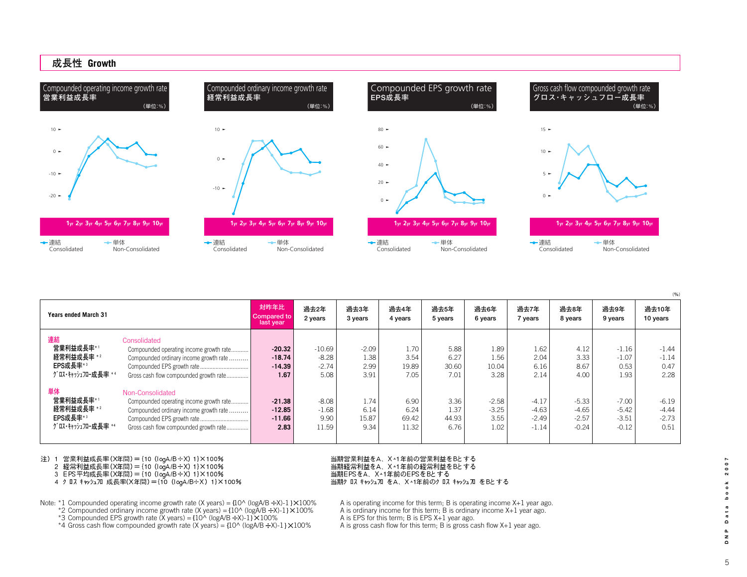## 成長性 Growth

### Compounded operating income growth rate 営業利益成長率

(単位:%)

1yr 2yr 3yr 4yr 5yr 6yr 7yr 8yr 9yr 10yr

連結 Consolidated　単体 Non-Consolidated

### Compounded ordinary income growth rate 経常利益成長率

(単位:%)

1yr 2yr 3yr 4yr 5yr 6yr 7yr 8yr 9yr 10yr

連結 Consolidated　単体 Non-Consolidated

### Compounded EPS growth rate EPS成長率

(単位:%)

1yr 2yr 3yr 4yr 5yr 6yr 7yr 8yr 9yr 10yr

連結 Consolidated　単体 Non-Consolidated

### Gross cash flow compounded growth rate グロス・キャッシュフロー成長率

(単位:%)

1yr 2yr 3yr 4yr 5yr 6yr 7yr 8yr 9yr 10yr

連結 Consolidated　単体 Non-Consolidated

(%)

| Years ended March 31 | | 対昨年比 Compared to last year | 過去2年 2 years | 過去3年 3 years | 過去4年 4 years | 過去5年 5 years | 過去6年 6 years | 過去7年 7 years | 過去8年 8 years | 過去9年 9 years | 過去10年 10 years |
|---|---|---|---|---|---|---|---|---|---|---|---|
| **連結** | Consolidated | | | | | | | | | | |
| 営業利益成長率*1 | Compounded operating income growth rate | **-20.32** | -10.69 | -2.09 | 1.70 | 5.88 | 1.89 | 1.62 | 4.12 | -1.16 | -1.44 |
| 経常利益成長率*2 | Compounded ordinary income growth rate | **-18.74** | -8.28 | 1.38 | 3.54 | 6.27 | 1.56 | 2.04 | 3.33 | -1.07 | -1.14 |
| EPS成長率*3 | Compounded EPS growth rate | **-14.39** | -2.74 | 2.99 | 19.89 | 30.60 | 10.04 | 6.16 | 8.67 | 0.53 | 0.47 |
| ｸﾞﾛｽ･ｷｬｯｼｭﾌﾛｰ成長率*4 | Gross cash flow compounded growth rate | **1.67** | 5.08 | 3.91 | 7.05 | 7.01 | 3.28 | 2.14 | 4.00 | 1.93 | 2.28 |
| **単体** | Non-Consolidated | | | | | | | | | | |
| 営業利益成長率*1 | Compounded operating income growth rate | **-21.38** | -8.08 | 1.74 | 6.90 | 3.36 | -2.58 | -4.17 | -5.33 | -7.00 | -6.19 |
| 経常利益成長率*2 | Compounded ordinary income growth rate | **-12.85** | -1.68 | 6.14 | 6.24 | 1.37 | -3.25 | -4.63 | -4.65 | -5.42 | -4.44 |
| EPS成長率*3 | Compounded EPS growth rate | **-11.66** | 9.90 | 15.87 | 69.42 | 44.93 | 3.55 | -2.49 | -2.57 | -3.51 | -2.73 |
| ｸﾞﾛｽ･ｷｬｯｼｭﾌﾛｰ成長率*4 | Gross cash flow compounded growth rate | **2.83** | 11.59 | 9.34 | 11.32 | 6.76 | 1.02 | -1.14 | -0.24 | -0.12 | 0.51 |

注）1 営業利益成長率(X年間)＝{10 (logA/B÷X) 1}×100%　当期営業利益をA、X+1年前の営業利益をBとする
　　2 経常利益成長率(X年間)＝{10 (logA/B÷X) 1}×100%　当期経常利益をA、X+1年前の経常利益をBとする
　　3 EPS平均成長率(X年間)＝{10 (logA/B÷X) 1}×100%　当期EPSをA、X+1年前のEPSをBとする
　　4 ｸﾞﾛｽ ｷｬｯｼｭﾌﾛｰ成長率(X年間)＝{10 (logA/B÷X) 1}×100%　当期ｸﾞﾛｽ ｷｬｯｼｭﾌﾛｰをA、X+1年前のｸﾞﾛｽ ｷｬｯｼｭﾌﾛｰをBとする

Note: *1 Compounded operating income growth rate (X years) = {10^ (logA/B ÷X)-1 }×100%　A is operating income for this term; B is operating income X+1 year ago.
*2 Compounded ordinary income growth rate (X years) = {10^ (logA/B ÷X)-1 }×100%　A is ordinary income for this term; B is ordinary income X+1 year ago.
*3 Compounded EPS growth rate (X years) = {10^ (logA/B ÷X)-1}×100%　A is EPS for this term; B is EPS X+1 year ago.
*4 Gross cash flow compounded growth rate (X years) = {10^ (logA/B ÷X)-1 }×100%　A is gross cash flow for this term; B is gross cash flow X+1 year ago.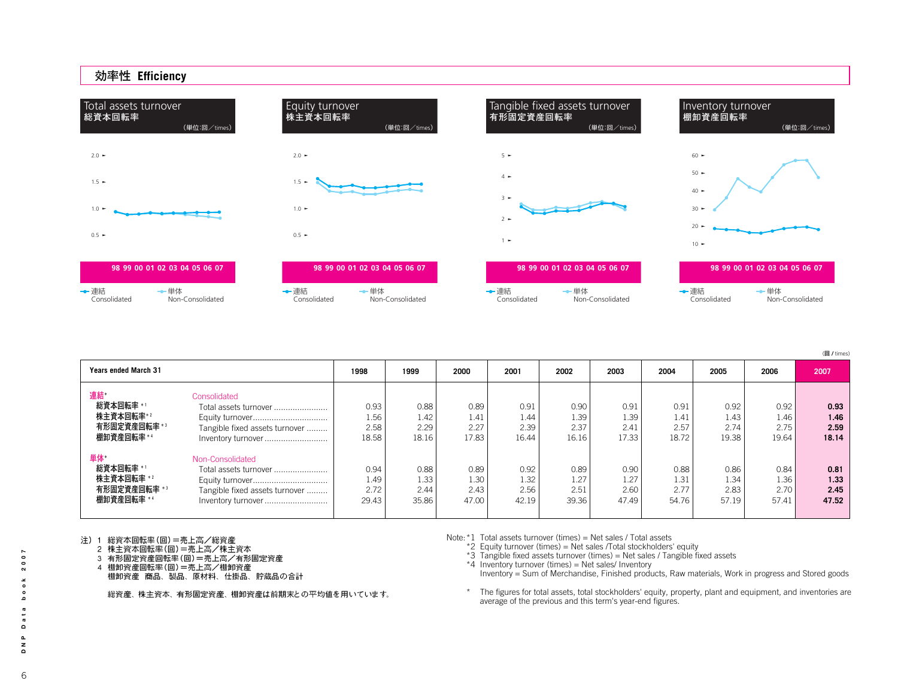## 効率性 Efficiency

Total assets turnover 総資本回転率 (単位:回／times)

Equity turnover 株主資本回転率 (単位:回／times)

Tangible fixed assets turnover 有形固定資産回転率 (単位:回／times)

Inventory turnover 棚卸資産回転率 (単位:回／times)

連結 Consolidated　単体 Non-Consolidated

(回 / times)

| Years ended March 31 | | 1998 | 1999 | 2000 | 2001 | 2002 | 2003 | 2004 | 2005 | 2006 | 2007 |
|---|---|---|---|---|---|---|---|---|---|---|---|
| 連結* | Consolidated | | | | | | | | | | |
| 総資本回転率 *1 | Total assets turnover | 0.93 | 0.88 | 0.89 | 0.91 | 0.90 | 0.91 | 0.91 | 0.92 | 0.92 | **0.93** |
| 株主資本回転率 *2 | Equity turnover | 1.56 | 1.42 | 1.41 | 1.44 | 1.39 | 1.39 | 1.41 | 1.43 | 1.46 | **1.46** |
| 有形固定資産回転率 *3 | Tangible fixed assets turnover | 2.58 | 2.29 | 2.27 | 2.39 | 2.37 | 2.41 | 2.57 | 2.74 | 2.75 | **2.59** |
| 棚卸資産回転率 *4 | Inventory turnover | 18.58 | 18.16 | 17.83 | 16.44 | 16.16 | 17.33 | 18.72 | 19.38 | 19.64 | **18.14** |
| 単体* | Non-Consolidated | | | | | | | | | | |
| 総資本回転率 *1 | Total assets turnover | 0.94 | 0.88 | 0.89 | 0.92 | 0.89 | 0.90 | 0.88 | 0.86 | 0.84 | **0.81** |
| 株主資本回転率 *2 | Equity turnover | 1.49 | 1.33 | 1.30 | 1.32 | 1.27 | 1.27 | 1.31 | 1.34 | 1.36 | **1.33** |
| 有形固定資産回転率 *3 | Tangible fixed assets turnover | 2.72 | 2.44 | 2.43 | 2.56 | 2.51 | 2.60 | 2.77 | 2.83 | 2.70 | **2.45** |
| 棚卸資産回転率 *4 | Inventory turnover | 29.43 | 35.86 | 47.00 | 42.19 | 39.36 | 47.49 | 54.76 | 57.19 | 57.41 | **47.52** |

注) 1　総資本回転率(回)＝売上高／総資産
　　2　株主資本回転率(回)＝売上高／株主資本
　　3　有形固定資産回転率(回)＝売上高／有形固定資産
　　4　棚卸資産回転率(回)＝売上高／棚卸資産
　　　棚卸資産　商品、製品、原材料、仕掛品、貯蔵品の合計

　　総資産、株主資本、有形固定資産、棚卸資産は前期末との平均値を用いています。

Note: *1 Total assets turnover (times) = Net sales / Total assets
*2 Equity turnover (times) = Net sales /Total stockholders' equity
*3 Tangible fixed assets turnover (times) = Net sales / Tangible fixed assets
*4 Inventory turnover (times) = Net sales/ Inventory
Inventory = Sum of Merchandise, Finished products, Raw materials, Work in progress and Stored goods

\* The figures for total assets, total stockholders' equity, property, plant and equipment, and inventories are average of the previous and this term's year-end figures.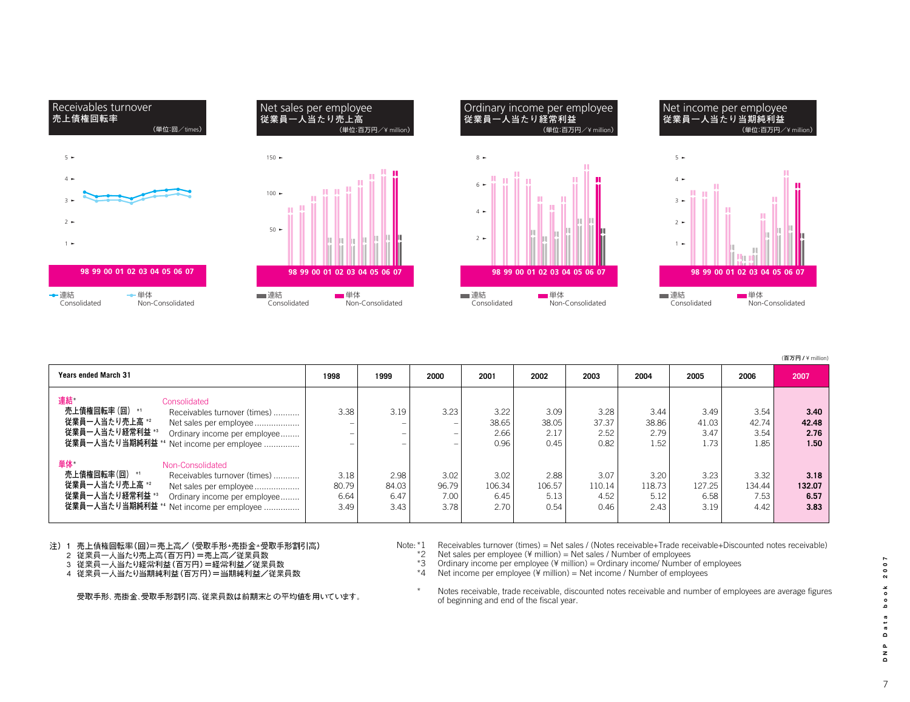## Receivables turnover 売上債権回転率

(単位:回／times)

## Net sales per employee 従業員一人当たり売上高

(単位:百万円／¥ million)

## Ordinary income per employee 従業員一人当たり経常利益

(単位:百万円／¥ million)

## Net income per employee 従業員一人当たり当期純利益

(単位:百万円／¥ million)

(百万円 / ¥ million)

| Years ended March 31 | | 1998 | 1999 | 2000 | 2001 | 2002 | 2003 | 2004 | 2005 | 2006 | 2007 |
|---|---|---|---|---|---|---|---|---|---|---|---|
| 連結* | Consolidated | | | | | | | | | | |
| 売上債権回転率（回） *1 | Receivables turnover (times) | 3.38 | 3.19 | 3.23 | 3.22 | 3.09 | 3.28 | 3.44 | 3.49 | 3.54 | **3.40** |
| 従業員一人当たり売上高 *2 | Net sales per employee | – | – | – | 38.65 | 38.05 | 37.37 | 38.86 | 41.03 | 42.74 | **42.48** |
| 従業員一人当たり経常利益 *3 | Ordinary income per employee | – | – | – | 2.66 | 2.17 | 2.52 | 2.79 | 3.47 | 3.54 | **2.76** |
| 従業員一人当たり当期純利益 *4 | Net income per employee | – | – | – | 0.96 | 0.45 | 0.82 | 1.52 | 1.73 | 1.85 | **1.50** |
| 単体* | Non-Consolidated | | | | | | | | | | |
| 売上債権回転率（回） *1 | Receivables turnover (times) | 3.18 | 2.98 | 3.02 | 3.02 | 2.88 | 3.07 | 3.20 | 3.23 | 3.32 | **3.18** |
| 従業員一人当たり売上高 *2 | Net sales per employee | 80.79 | 84.03 | 96.79 | 106.34 | 106.57 | 110.14 | 118.73 | 127.25 | 134.44 | **132.07** |
| 従業員一人当たり経常利益 *3 | Ordinary income per employee | 6.64 | 6.47 | 7.00 | 6.45 | 5.13 | 4.52 | 5.12 | 6.58 | 7.53 | **6.57** |
| 従業員一人当たり当期純利益 *4 | Net income per employee | 3.49 | 3.43 | 3.78 | 2.70 | 0.54 | 0.46 | 2.43 | 3.19 | 4.42 | **3.83** |

注）1 売上債権回転率（回）＝売上高／（受取手形＋売掛金＋受取手形割引高）
2 従業員一人当たり売上高（百万円）＝売上高／従業員数
3 従業員一人当たり経常利益（百万円）＝経常利益／従業員数
4 従業員一人当たり当期純利益（百万円）＝当期純利益／従業員数

受取手形、売掛金、受取手形割引高、従業員数は前期末との平均値を用いています。

Note: *1 Receivables turnover (times) = Net sales / (Notes receivable+Trade receivable+Discounted notes receivable)
*2 Net sales per employee (¥ million) = Net sales / Number of employees
*3 Ordinary income per employee (¥ million) = Ordinary income/ Number of employees
*4 Net income per employee (¥ million) = Net income / Number of employees

\* Notes receivable, trade receivable, discounted notes receivable and number of employees are average figures of beginning and end of the fiscal year.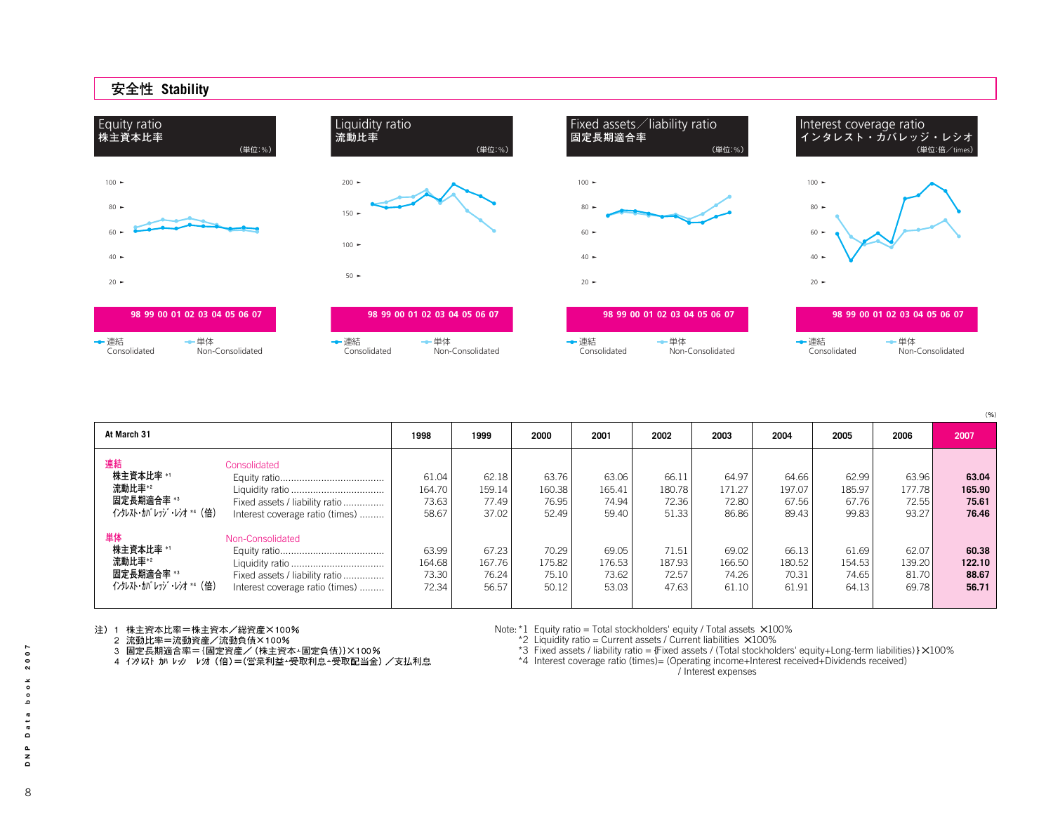## 安全性 Stability

**Equity ratio 株主資本比率** （単位：%）

**Liquidity ratio 流動比率** （単位：%）

**Fixed assets／liability ratio 固定長期適合率** （単位：%）

**Interest coverage ratio インタレスト・カバレッジ・レシオ** （単位：倍／times）

98 99 00 01 02 03 04 05 06 07

連結 Consolidated　単体 Non-Consolidated

（%）

| At March 31 | | 1998 | 1999 | 2000 | 2001 | 2002 | 2003 | 2004 | 2005 | 2006 | 2007 |
|---|---|---|---|---|---|---|---|---|---|---|---|
| **連結** | Consolidated | | | | | | | | | | |
| 株主資本比率 *1 | Equity ratio | 61.04 | 62.18 | 63.76 | 63.06 | 66.11 | 64.97 | 64.66 | 62.99 | 63.96 | **63.04** |
| 流動比率 *2 | Liquidity ratio | 164.70 | 159.14 | 160.38 | 165.41 | 180.78 | 171.27 | 197.07 | 185.97 | 177.78 | **165.90** |
| 固定長期適合率 *3 | Fixed assets / liability ratio | 73.63 | 77.49 | 76.95 | 74.94 | 72.36 | 72.80 | 67.56 | 67.76 | 72.55 | **75.61** |
| ｲﾝﾀﾚｽﾄ･ｶﾊﾞﾚｯｼﾞ･ﾚｼｵ *4（倍） | Interest coverage ratio (times) | 58.67 | 37.02 | 52.49 | 59.40 | 51.33 | 86.86 | 89.43 | 99.83 | 93.27 | **76.46** |
| **単体** | Non-Consolidated | | | | | | | | | | |
| 株主資本比率 *1 | Equity ratio | 63.99 | 67.23 | 70.29 | 69.05 | 71.51 | 69.02 | 66.13 | 61.69 | 62.07 | **60.38** |
| 流動比率 *2 | Liquidity ratio | 164.68 | 167.76 | 175.82 | 176.53 | 187.93 | 166.50 | 180.52 | 154.53 | 139.20 | **122.10** |
| 固定長期適合率 *3 | Fixed assets / liability ratio | 73.30 | 76.24 | 75.10 | 73.62 | 72.57 | 74.26 | 70.31 | 74.65 | 81.70 | **88.67** |
| ｲﾝﾀﾚｽﾄ･ｶﾊﾞﾚｯｼﾞ･ﾚｼｵ *4（倍） | Interest coverage ratio (times) | 72.34 | 56.57 | 50.12 | 53.03 | 47.63 | 61.10 | 61.91 | 64.13 | 69.78 | **56.71** |

注）1　株主資本比率＝株主資本／総資産×100%
2　流動比率＝流動資産／流動負債×100%
3　固定長期適合率＝{固定資産／（株主資本+固定負債）}×100%
4　ｲﾝﾀﾚｽﾄ･ｶﾊﾞﾚｯｼﾞ･ﾚｼｵ（倍）＝（営業利益+受取利息+受取配当金）／支払利息

Note: *1 Equity ratio = Total stockholders' equity / Total assets ×100%
*2 Liquidity ratio = Current assets / Current liabilities ×100%
*3 Fixed assets / liability ratio = {Fixed assets / (Total stockholders' equity+Long-term liabilities)}×100%
*4 Interest coverage ratio (times)= (Operating income+Interest received+Dividends received) / Interest expenses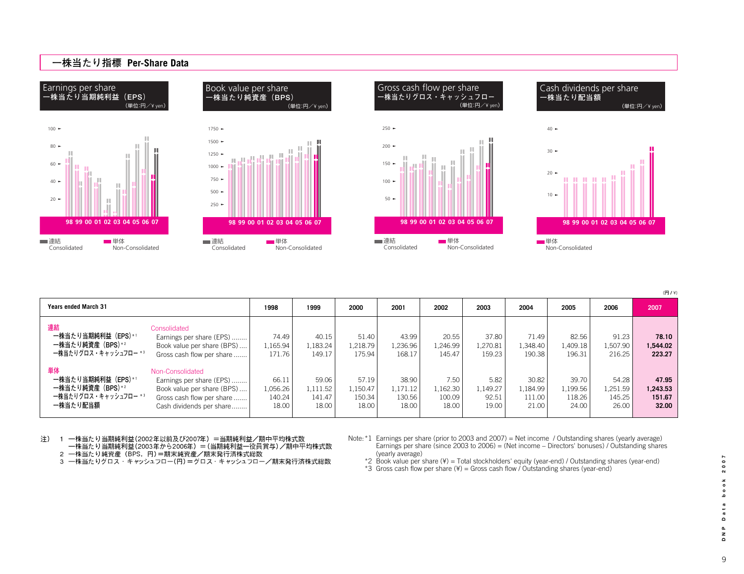## 一株当たり指標 Per-Share Data

**Earnings per share**
**一株当たり当期純利益（EPS）**
(単位:円／¥ yen)

**Book value per share**
**一株当たり純資産（BPS）**
(単位:円／¥ yen)

**Gross cash flow per share**
**一株当たりグロス・キャッシュフロー**
(単位:円／¥ yen)

**Cash dividends per share**
**一株当たり配当額**
(単位:円／¥ yen)

(円 / ¥)

| Years ended March 31 | | 1998 | 1999 | 2000 | 2001 | 2002 | 2003 | 2004 | 2005 | 2006 | 2007 |
|---|---|---|---|---|---|---|---|---|---|---|---|
| 連結 | Consolidated | | | | | | | | | | |
| 一株当たり当期純利益（EPS）*1 | Earnings per share (EPS) | 74.49 | 40.15 | 51.40 | 43.99 | 20.55 | 37.80 | 71.49 | 82.56 | 91.23 | **78.10** |
| 一株当たり純資産（BPS）*2 | Book value per share (BPS) | 1,165.94 | 1,183.24 | 1,218.79 | 1,236.96 | 1,246.99 | 1,270.81 | 1,348.40 | 1,409.18 | 1,507.90 | **1,544.02** |
| 一株当たりグロス・キャッシュフロー *3 | Gross cash flow per share | 171.76 | 149.17 | 175.94 | 168.17 | 145.47 | 159.23 | 190.38 | 196.31 | 216.25 | **223.27** |
| 単体 | Non-Consolidated | | | | | | | | | | |
| 一株当たり当期純利益（EPS）*1 | Earnings per share (EPS) | 66.11 | 59.06 | 57.19 | 38.90 | 7.50 | 5.82 | 30.82 | 39.70 | 54.28 | **47.95** |
| 一株当たり純資産（BPS）*2 | Book value per share (BPS) | 1,056.26 | 1,111.52 | 1,150.47 | 1,171.12 | 1,162.30 | 1,149.27 | 1,184.99 | 1,199.56 | 1,251.59 | **1,243.53** |
| 一株当たりグロス・キャッシュフロー *3 | Gross cash flow per share | 140.24 | 141.47 | 150.34 | 130.56 | 100.09 | 92.51 | 111.00 | 118.26 | 145.25 | **151.67** |
| 一株当たり配当額 | Cash dividends per share | 18.00 | 18.00 | 18.00 | 18.00 | 18.00 | 19.00 | 21.00 | 24.00 | 26.00 | **32.00** |

注） 1 一株当たり当期純利益(2002年以前及び2007年) ＝当期純利益／期中平均株式数
　　　一株当たり当期純利益(2003年から2006年) ＝(当期純利益ー役員賞与)／期中平均株式数
　　2 一株当たり純資産（BPS，円)＝期末純資産／期末発行済株式総数
　　3 一株当たりグロス・キャッシュフロー(円)＝グロス・キャッシュフロー／期末発行済株式総数

Note: *1 Earnings per share (prior to 2003 and 2007) = Net income / Outstanding shares (yearly average)
Earnings per share (since 2003 to 2006) = (Net income – Directors' bonuses) / Outstanding shares (yearly average)
*2 Book value per share (¥) = Total stockholders' equity (year-end) / Outstanding shares (year-end)
*3 Gross cash flow per share (¥) = Gross cash flow / Outstanding shares (year-end)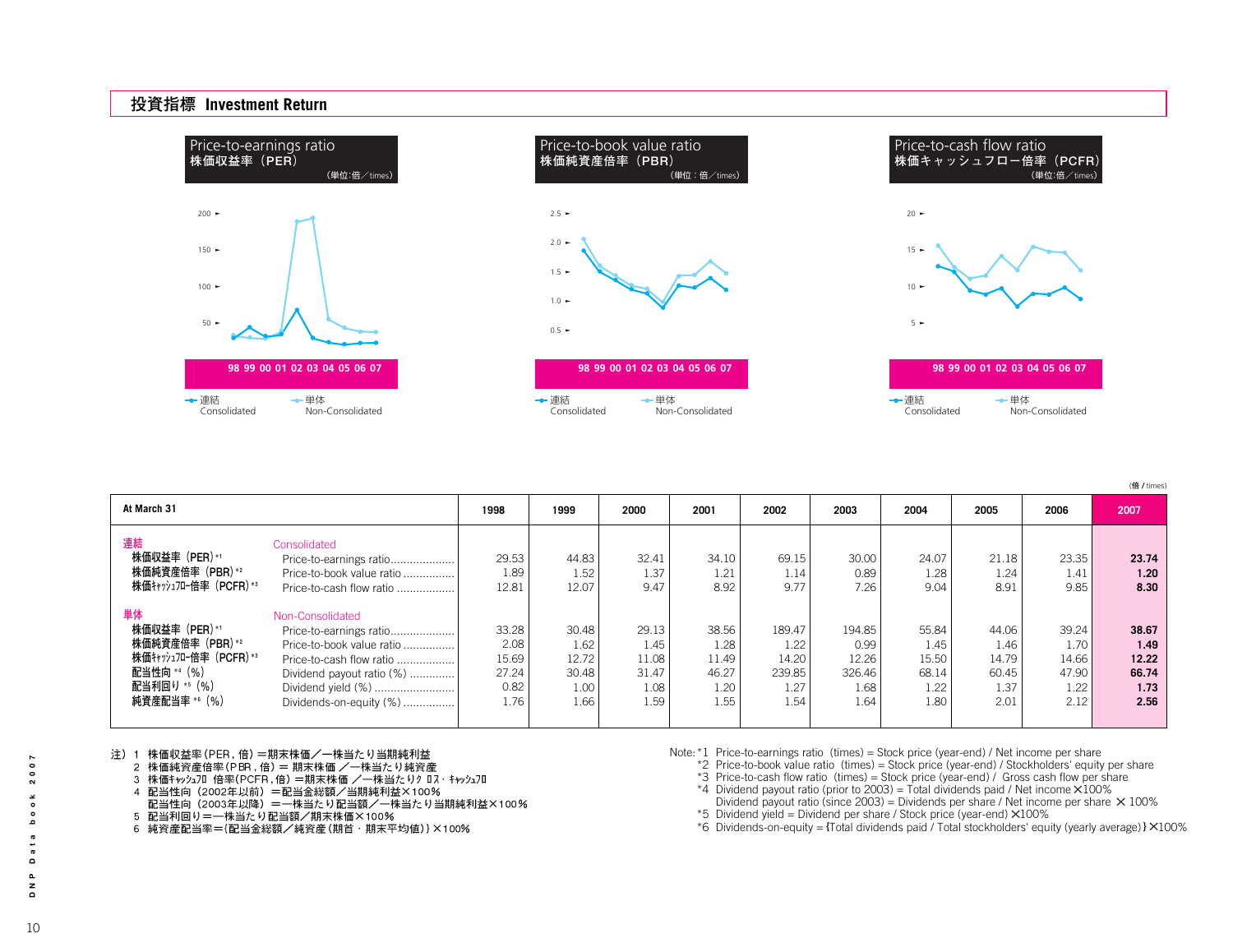## 投資指標 Investment Return

**Price-to-earnings ratio 株価収益率（PER）** （単位:倍／times）

**Price-to-book value ratio 株価純資産倍率（PBR）** （単位：倍／times）

**Price-to-cash flow ratio 株価キャッシュフロー倍率（PCFR）** （単位:倍／times）

98 99 00 01 02 03 04 05 06 07

連結 Consolidated　単体 Non-Consolidated

（倍 / times）

| At March 31 | | 1998 | 1999 | 2000 | 2001 | 2002 | 2003 | 2004 | 2005 | 2006 | 2007 |
|---|---|---|---|---|---|---|---|---|---|---|---|
| **連結** | Consolidated | | | | | | | | | | |
| 株価収益率（PER）*1 | Price-to-earnings ratio | 29.53 | 44.83 | 32.41 | 34.10 | 69.15 | 30.00 | 24.07 | 21.18 | 23.35 | **23.74** |
| 株価純資産倍率（PBR）*2 | Price-to-book value ratio | 1.89 | 1.52 | 1.37 | 1.21 | 1.14 | 0.89 | 1.28 | 1.24 | 1.41 | **1.20** |
| 株価ｷｬｯｼｭﾌﾛｰ倍率（PCFR）*3 | Price-to-cash flow ratio | 12.81 | 12.07 | 9.47 | 8.92 | 9.77 | 7.26 | 9.04 | 8.91 | 9.85 | **8.30** |
| **単体** | Non-Consolidated | | | | | | | | | | |
| 株価収益率（PER）*1 | Price-to-earnings ratio | 33.28 | 30.48 | 29.13 | 38.56 | 189.47 | 194.85 | 55.84 | 44.06 | 39.24 | **38.67** |
| 株価純資産倍率（PBR）*2 | Price-to-book value ratio | 2.08 | 1.62 | 1.45 | 1.28 | 1.22 | 0.99 | 1.45 | 1.46 | 1.70 | **1.49** |
| 株価ｷｬｯｼｭﾌﾛｰ倍率（PCFR）*3 | Price-to-cash flow ratio | 15.69 | 12.72 | 11.08 | 11.49 | 14.20 | 12.26 | 15.50 | 14.79 | 14.66 | **12.22** |
| 配当性向 *4（%） | Dividend payout ratio (%) | 27.24 | 30.48 | 31.47 | 46.27 | 239.85 | 326.46 | 68.14 | 60.45 | 47.90 | **66.74** |
| 配当利回り *5（%） | Dividend yield (%) | 0.82 | 1.00 | 1.08 | 1.20 | 1.27 | 1.68 | 1.22 | 1.37 | 1.22 | **1.73** |
| 純資産配当率 *6（%） | Dividends-on-equity (%) | 1.76 | 1.66 | 1.59 | 1.55 | 1.54 | 1.64 | 1.80 | 2.01 | 2.12 | **2.56** |

注）1 株価収益率（PER，倍）＝期末株価／一株当たり当期純利益
2 株価純資産倍率（PBR，倍）＝期末株価／一株当たり純資産
3 株価ｷｬｯｼｭﾌﾛｰ倍率（PCFR，倍）＝期末株価／一株当たりｸﾞﾛｽ・ｷｬｯｼｭﾌﾛｰ
4 配当性向（2002年以前）＝配当金総額／当期純利益×100％
配当性向（2003年以降）＝一株当たり配当額／一株当たり当期純利益×100％
5 配当利回り＝一株当たり配当額／期末株価×100％
6 純資産配当率＝{配当金総額／純資産（期首・期末平均値）}×100％

Note: *1 Price-to-earnings ratio (times) = Stock price (year-end) / Net income per share
*2 Price-to-book value ratio (times) = Stock price (year-end) / Stockholders' equity per share
*3 Price-to-cash flow ratio (times) = Stock price (year-end) / Gross cash flow per share
*4 Dividend payout ratio (prior to 2003) = Total dividends paid / Net income ×100%
Dividend payout ratio (since 2003) = Dividends per share / Net income per share × 100%
*5 Dividend yield = Dividend per share / Stock price (year-end) ×100%
*6 Dividends-on-equity = {Total dividends paid / Total stockholders' equity (yearly average)} ×100%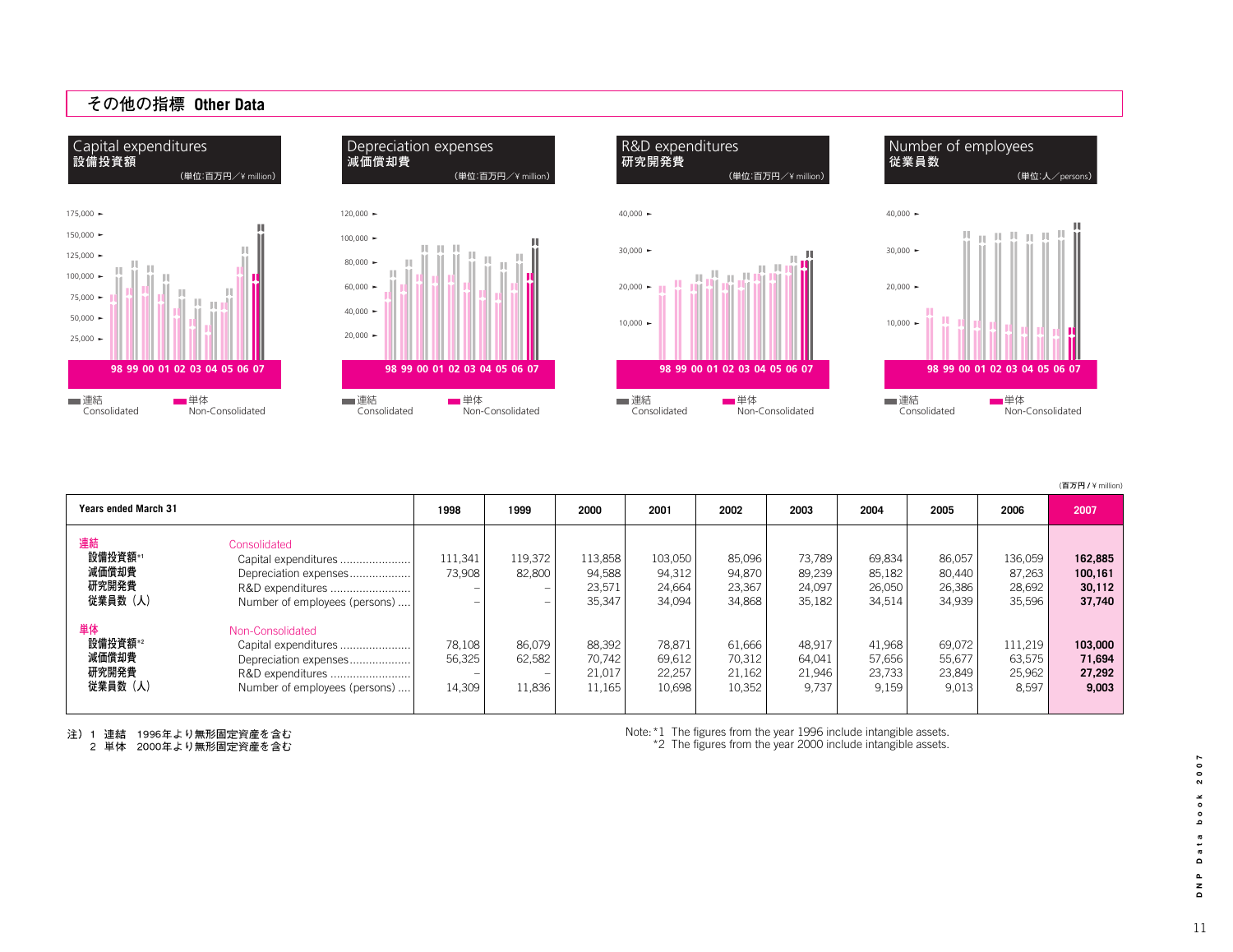## その他の指標 Other Data

**Capital expenditures 設備投資額** (単位:百万円／¥ million)

**Depreciation expenses 減価償却費** (単位:百万円／¥ million)

**R&D expenditures 研究開発費** (単位:百万円／¥ million)

**Number of employees 従業員数** (単位:人／persons)

98 99 00 01 02 03 04 05 06 07

連結 Consolidated　単体 Non-Consolidated

(百万円 / ¥ million)

| Years ended March 31 | | 1998 | 1999 | 2000 | 2001 | 2002 | 2003 | 2004 | 2005 | 2006 | 2007 |
|---|---|---|---|---|---|---|---|---|---|---|---|
| **連結** | Consolidated | | | | | | | | | | |
| 設備投資額*1 | Capital expenditures | 111,341 | 119,372 | 113,858 | 103,050 | 85,096 | 73,789 | 69,834 | 86,057 | 136,059 | **162,885** |
| 減価償却費 | Depreciation expenses | 73,908 | 82,800 | 94,588 | 94,312 | 94,870 | 89,239 | 85,182 | 80,440 | 87,263 | **100,161** |
| 研究開発費 | R&D expenditures | – | – | 23,571 | 24,664 | 23,367 | 24,097 | 26,050 | 26,386 | 28,692 | **30,112** |
| 従業員数（人） | Number of employees (persons) | – | – | 35,347 | 34,094 | 34,868 | 35,182 | 34,514 | 34,939 | 35,596 | **37,740** |
| **単体** | Non-Consolidated | | | | | | | | | | |
| 設備投資額*2 | Capital expenditures | 78,108 | 86,079 | 88,392 | 78,871 | 61,666 | 48,917 | 41,968 | 69,072 | 111,219 | **103,000** |
| 減価償却費 | Depreciation expenses | 56,325 | 62,582 | 70,742 | 69,612 | 70,312 | 64,041 | 57,656 | 55,677 | 63,575 | **71,694** |
| 研究開発費 | R&D expenditures | – | – | 21,017 | 22,257 | 21,162 | 21,946 | 23,733 | 23,849 | 25,962 | **27,292** |
| 従業員数（人） | Number of employees (persons) | 14,309 | 11,836 | 11,165 | 10,698 | 10,352 | 9,737 | 9,159 | 9,013 | 8,597 | **9,003** |

注）1　連結　1996年より無形固定資産を含む
　　2　単体　2000年より無形固定資産を含む

Note: *1 The figures from the year 1996 include intangible assets.
　　　*2 The figures from the year 2000 include intangible assets.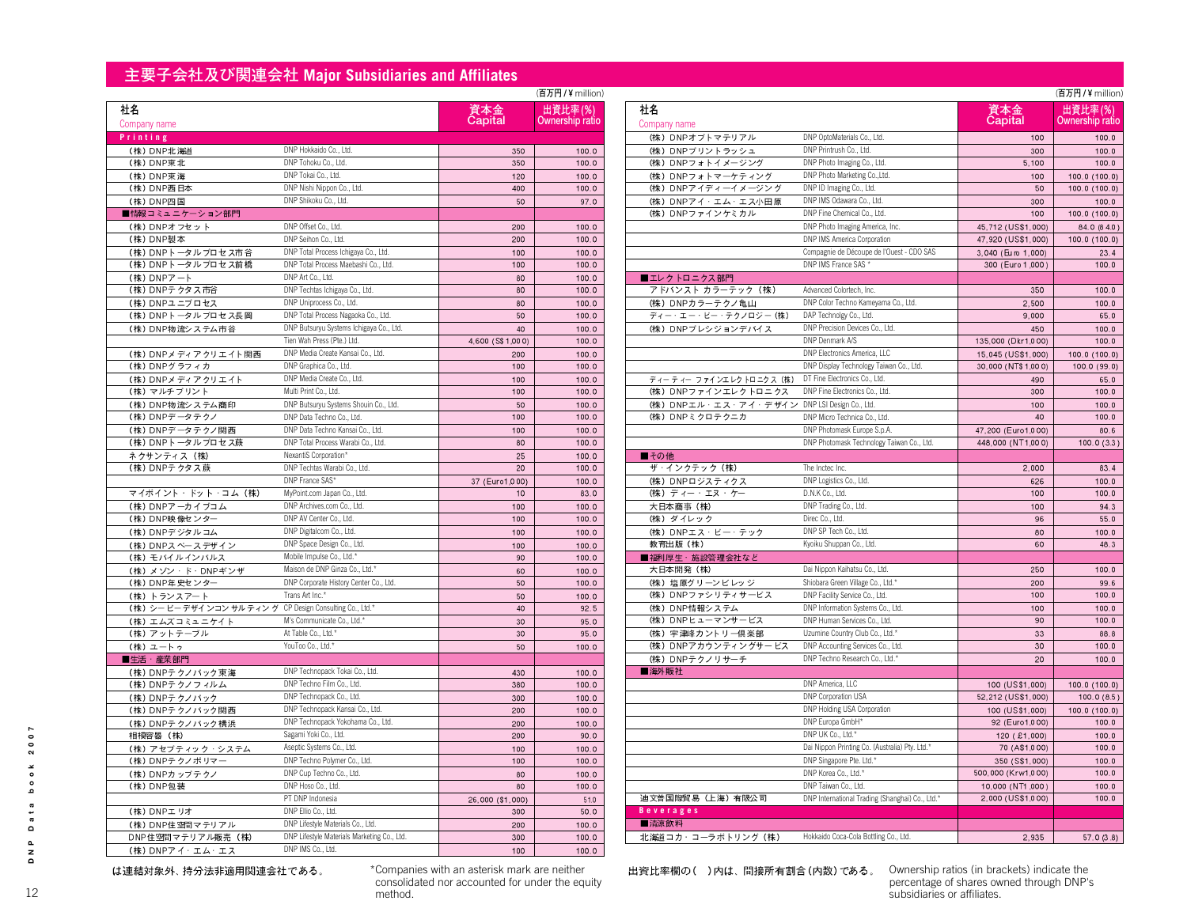## 主要子会社及び関連会社 Major Subsidiaries and Affiliates

(百万円 / ¥ million)

| 社名 | Company name | 資本金 Capital | 出資比率(%) Ownership ratio |
|---|---|---|---|
| **Printing** | | | |
| (株) DNP北海道 | DNP Hokkaido Co., Ltd. | 350 | 100.0 |
| (株) DNP東北 | DNP Tohoku Co., Ltd. | 350 | 100.0 |
| (株) DNP東海 | DNP Tokai Co., Ltd. | 120 | 100.0 |
| (株) DNP西日本 | DNP Nishi Nippon Co., Ltd. | 400 | 100.0 |
| (株) DNP四国 | DNP Shikoku Co., Ltd. | 50 | 97.0 |
| ■情報コミュニケーション部門 | | | |
| (株) DNPオフセット | DNP Offset Co., Ltd. | 200 | 100.0 |
| (株) DNP製本 | DNP Seihon Co., Ltd. | 200 | 100.0 |
| (株) DNPトータルプロセス市谷 | DNP Total Process Ichigaya Co., Ltd. | 100 | 100.0 |
| (株) DNPトータルプロセス前橋 | DNP Total Process Maebashi Co., Ltd. | 100 | 100.0 |
| (株) DNPアート | DNP Art Co., Ltd. | 80 | 100.0 |
| (株) DNPテクタス市谷 | DNP Techtas Ichigaya Co., Ltd. | 80 | 100.0 |
| (株) DNPユニプロセス | DNP Uniprocess Co., Ltd. | 80 | 100.0 |
| (株) DNPトータルプロセス長岡 | DNP Total Process Nagaoka Co., Ltd. | 50 | 100.0 |
| (株) DNP物流システム市谷 | DNP Butsuryu Systems Ichigaya Co., Ltd. | 40 | 100.0 |
| | Tien Wah Press (Pte.) Ltd. | 4,600 (S$1,000) | 100.0 |
| (株) DNPメディアクリエイト関西 | DNP Media Create Kansai Co., Ltd. | 200 | 100.0 |
| (株) DNPグラフィカ | DNP Graphica Co., Ltd. | 100 | 100.0 |
| (株) DNPメディアクリエイト | DNP Media Create Co., Ltd. | 100 | 100.0 |
| (株) マルチプリント | Multi Print Co., Ltd. | 100 | 100.0 |
| (株) DNP物流システム商印 | DNP Butsuryu Systems Shouin Co., Ltd. | 50 | 100.0 |
| (株) DNPデータテクノ | DNP Data Techno Co., Ltd. | 100 | 100.0 |
| (株) DNPデータテクノ関西 | DNP Data Techno Kansai Co., Ltd. | 80 | 100.0 |
| (株) DNPトータルプロセス蕨 | DNP Total Process Warabi Co., Ltd. | 80 | 100.0 |
| ネクサンティス (株) | NexantiS Corporation* | 25 | 100.0 |
| (株) DNPテクタス蕨 | DNP Techtas Warabi Co., Ltd. | 20 | 100.0 |
| | DNP France SAS* | 37 (Euro1,000) | 100.0 |
| マイポイント・ドット・コム (株) | MyPoint.com Japan Co., Ltd. | 10 | 83.0 |
| (株) DNPアーカイブコム | DNP Archives.com Co., Ltd. | 100 | 100.0 |
| (株) DNP映像センター | DNP AV Center Co., Ltd. | 100 | 100.0 |
| (株) DNPデジタルコム | DNP Digitalcom Co., Ltd. | 100 | 100.0 |
| (株) DNPスペースデザイン | DNP Space Design Co., Ltd. | 100 | 100.0 |
| (株) モバイルインパルス | Mobile Impulse Co., Ltd.* | 90 | 100.0 |
| (株) メゾン・ド・DNPギンザ | Maison de DNP Ginza Co., Ltd.* | 60 | 100.0 |
| (株) DNP年史センター | DNP Corporate History Center Co., Ltd. | 50 | 100.0 |
| (株) トランスアート | Trans Art Inc.* | 50 | 100.0 |
| (株) シー・ピー・デザインコンサルティング | CP Design Consulting Co., Ltd.* | 40 | 92.5 |
| (株) エムズコミュニケイト | M's Communicate Co., Ltd.* | 30 | 95.0 |
| (株) アットテーブル | At Table Co., Ltd.* | 30 | 95.0 |
| (株) ユートゥ | YouToo Co., Ltd.* | 50 | 100.0 |
| ■生活・産業部門 | | | |
| (株) DNPテクノパック東海 | DNP Technopack Tokai Co., Ltd. | 430 | 100.0 |
| (株) DNPテクノフィルム | DNP Techno Film Co., Ltd. | 380 | 100.0 |
| (株) DNPテクノパック | DNP Technopack Co., Ltd. | 300 | 100.0 |
| (株) DNPテクノパック関西 | DNP Technopack Kansai Co., Ltd. | 200 | 100.0 |
| (株) DNPテクノパック横浜 | DNP Technopack Yokohama Co., Ltd. | 200 | 100.0 |
| 相模容器 (株) | Sagami Yoki Co., Ltd. | 200 | 90.0 |
| (株) アセプティック・システム | Aseptic Systems Co., Ltd. | 100 | 100.0 |
| (株) DNPテクノポリマー | DNP Techno Polymer Co., Ltd. | 100 | 100.0 |
| (株) DNPカップテクノ | DNP Cup Techno Co., Ltd. | 80 | 100.0 |
| (株) DNP包装 | DNP Hoso Co., Ltd. | 80 | 100.0 |
| | PT DNP Indonesia | 26,000 ($1,000) | 51.0 |
| (株) DNPエリオ | DNP Ellio Co., Ltd. | 300 | 50.0 |
| (株) DNP住空間マテリアル | DNP Lifestyle Materials Co., Ltd. | 200 | 100.0 |
| DNP住空間マテリアル販売 (株) | DNP Lifestyle Materials Marketing Co., Ltd. | 300 | 100.0 |
| (株) DNPアイ・エム・エス | DNP IMS Co., Ltd. | 100 | 100.0 |
| (株) DNPオプトマテリアル | DNP OptoMaterials Co., Ltd. | 100 | 100.0 |
| (株) DNPプリントラッシュ | DNP Printrush Co., Ltd. | 300 | 100.0 |
| (株) DNPフォトイメージング | DNP Photo Imaging Co., Ltd. | 5,100 | 100.0 |
| (株) DNPフォトマーケティング | DNP Photo Marketing Co.,Ltd. | 100 | 100.0 (100.0) |
| (株) DNPアイディーイメージング | DNP ID Imaging Co., Ltd. | 50 | 100.0 (100.0) |
| (株) DNPアイ・エム・エス小田原 | DNP IMS Odawara Co., Ltd. | 300 | 100.0 |
| (株) DNPファインケミカル | DNP Fine Chemical Co., Ltd. | 100 | 100.0 (100.0) |
| | DNP Photo Imaging America, Inc. | 45,712 (US$1,000) | 84.0 (84.0) |
| | DNP IMS America Corporation | 47,920 (US$1,000) | 100.0 (100.0) |
| | Compagnie de Découpe de l'Ouest - CDO SAS | 3,040 (Euro 1,000) | 23.4 |
| | DNP IMS France SAS* | 300 (Euro 1,000) | 100.0 |
| ■エレクトロニクス部門 | | | |
| アドバンスト カラーテック (株) | Advanced Colortech, Inc. | 350 | 100.0 |
| (株) DNPカラーテクノ亀山 | DNP Color Techno Kameyama Co., Ltd. | 2,500 | 100.0 |
| ディー・エー・ピー・テクノロジー (株) | DAP Technology Co., Ltd. | 9,000 | 65.0 |
| (株) DNPプレシジョンデバイス | DNP Precision Devices Co., Ltd. | 450 | 100.0 |
| | DNP Denmark A/S | 135,000 (Dkr1,000) | 100.0 |
| | DNP Electronics America, LLC | 15,045 (US$1,000) | 100.0 (100.0) |
| | DNP Display Technology Taiwan Co., Ltd. | 30,000 (NT$1,000) | 100.0 (99.0) |
| ディー・ティー・ファインエレクトロニクス (株) | DT Fine Electronics Co., Ltd. | 490 | 65.0 |
| (株) DNPファインエレクトロニクス | DNP Fine Electronics Co., Ltd. | 300 | 100.0 |
| (株) DNPエル・エス・アイ・デザイン | DNP LSI Design Co., Ltd. | 100 | 100.0 |
| (株) DNPミクロテクニカ | DNP Micro Technica Co., Ltd. | 40 | 100.0 |
| | DNP Photomask Europe S.p.A. | 47,200 (Euro1,000) | 80.6 |
| | DNP Photomask Technology Taiwan Co., Ltd. | 448,000 (NT$1,000) | 100.0 (3.3) |
| ■その他 | | | |
| ザ・インクテック (株) | The Inctec Inc. | 2,000 | 83.4 |
| (株) DNPロジスティクス | DNP Logistics Co., Ltd. | 626 | 100.0 |
| (株) ディー・エヌ・ケー | D.N.K Co., Ltd. | 100 | 100.0 |
| 大日本商事 (株) | DNP Trading Co., Ltd. | 100 | 94.3 |
| (株) ダイレック | Direc Co., Ltd. | 96 | 55.0 |
| (株) DNPエス・ピー・テック | DNP SP Tech Co., Ltd. | 80 | 100.0 |
| 教育出版 (株) | Kyoiku Shuppan Co., Ltd. | 60 | 48.3 |
| ■福利厚生・施設管理会社など | | | |
| 大日本開発 (株) | Dai Nippon Kaihatsu Co., Ltd. | 250 | 100.0 |
| (株) 塩原グリーンビレッジ | Shiobara Green Village Co., Ltd.* | 200 | 99.6 |
| (株) DNPファシリティサービス | DNP Facility Service Co., Ltd. | 100 | 100.0 |
| (株) DNP情報システム | DNP Information Systems Co., Ltd. | 100 | 100.0 |
| (株) DNPヒューマンサービス | DNP Human Services Co., Ltd. | 90 | 100.0 |
| (株) 宇津峰カントリー倶楽部 | Uzumine Country Club Co., Ltd.* | 33 | 88.8 |
| (株) DNPアカウンティングサービス | DNP Accounting Services Co., Ltd. | 30 | 100.0 |
| (株) DNPテクノリサーチ | DNP Techno Research Co., Ltd.* | 20 | 100.0 |
| ■海外販社 | | | |
| | DNP America, LLC | 100 (US$1,000) | 100.0 (100.0) |
| | DNP Corporation USA | 52,212 (US$1,000) | 100.0 (8.5) |
| | DNP Holding USA Corporation | 100 (US$1,000) | 100.0 (100.0) |
| | DNP Europa GmbH* | 92 (Euro1,000) | 100.0 |
| | DNP UK Co., Ltd.* | 120 (£1,000) | 100.0 |
| | Dai Nippon Printing Co. (Australia) Pty. Ltd.* | 70 (A$1,000) | 100.0 |
| | DNP Singapore Pte. Ltd.* | 350 (S$1,000) | 100.0 |
| | DNP Korea Co., Ltd.* | 500,000 (Krw1,000) | 100.0 |
| | DNP Taiwan Co., Ltd. | 10,000 (NT$1,000) | 100.0 |
| 迪文普国際貿易 (上海) 有限公司 | DNP International Trading (Shanghai) Co., Ltd.* | 2,000 (US$1,000) | 100.0 |
| **Beverages** | | | |
| ■清涼飲料 | | | |
| 北海道コカ・コーラボトリング (株) | Hokkaido Coca-Cola Bottling Co., Ltd. | 2,935 | 57.0 (3.8) |

*は連結対象外、持分法非適用関連会社である。

*Companies with an asterisk mark are neither consolidated nor accounted for under the equity method.

出資比率欄の( )内は、間接所有割合(内数)である。

Ownership ratios (in brackets) indicate the percentage of shares owned through DNP's subsidiaries or affiliates.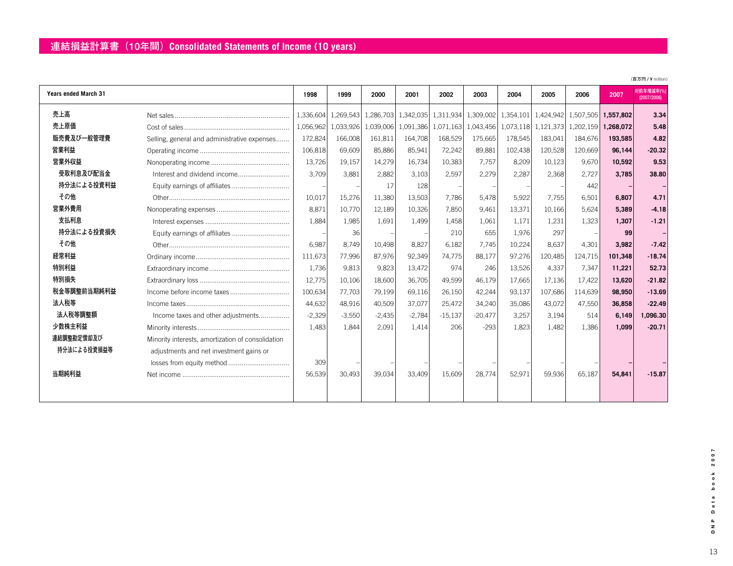## 連結損益計算書（10年間）Consolidated Statements of Income (10 years)

（百万円 / ¥ million）

| Years ended March 31 | | 1998 | 1999 | 2000 | 2001 | 2002 | 2003 | 2004 | 2005 | 2006 | 2007 | 対前年増減率(%) (2007/2006) |
|---|---|---|---|---|---|---|---|---|---|---|---|---|
| 売上高 | Net sales | 1,336,604 | 1,269,543 | 1,286,703 | 1,342,035 | 1,311,934 | 1,309,002 | 1,354,101 | 1,424,942 | 1,507,505 | **1,557,802** | **3.34** |
| 売上原価 | Cost of sales | 1,056,962 | 1,033,926 | 1,039,006 | 1,091,386 | 1,071,163 | 1,043,456 | 1,073,118 | 1,121,373 | 1,202,159 | **1,268,072** | **5.48** |
| 販売費及び一般管理費 | Selling, general and administrative expenses | 172,824 | 166,008 | 161,811 | 164,708 | 168,529 | 175,665 | 178,545 | 183,041 | 184,676 | **193,585** | **4.82** |
| 営業利益 | Operating income | 106,818 | 69,609 | 85,886 | 85,941 | 72,242 | 89,881 | 102,438 | 120,528 | 120,669 | **96,144** | **-20.32** |
| 営業外収益 | Nonoperating income | 13,726 | 19,157 | 14,279 | 16,734 | 10,383 | 7,757 | 8,209 | 10,123 | 9,670 | **10,592** | **9.53** |
| 受取利息及び配当金 | Interest and dividend income | 3,709 | 3,881 | 2,882 | 3,103 | 2,597 | 2,279 | 2,287 | 2,368 | 2,727 | **3,785** | **38.80** |
| 持分法による投資利益 | Equity earnings of affiliates | – | – | 17 | 128 | – | – | – | – | 442 | **–** | **–** |
| その他 | Other | 10,017 | 15,276 | 11,380 | 13,503 | 7,786 | 5,478 | 5,922 | 7,755 | 6,501 | **6,807** | **4.71** |
| 営業外費用 | Nonoperating expenses | 8,871 | 10,770 | 12,189 | 10,326 | 7,850 | 9,461 | 13,371 | 10,166 | 5,624 | **5,389** | **-4.18** |
| 支払利息 | Interest expenses | 1,884 | 1,985 | 1,691 | 1,499 | 1,458 | 1,061 | 1,171 | 1,231 | 1,323 | **1,307** | **-1.21** |
| 持分法による投資損失 | Equity earnings of affiliates | – | 36 | – | – | 210 | 655 | 1,976 | 297 | – | **99** | **–** |
| その他 | Other | 6,987 | 8,749 | 10,498 | 8,827 | 6,182 | 7,745 | 10,224 | 8,637 | 4,301 | **3,982** | **-7.42** |
| 経常利益 | Ordinary income | 111,673 | 77,996 | 87,976 | 92,349 | 74,775 | 88,177 | 97,276 | 120,485 | 124,715 | **101,348** | **-18.74** |
| 特別利益 | Extraordinary income | 1,736 | 9,813 | 9,823 | 13,472 | 974 | 246 | 13,526 | 4,337 | 7,347 | **11,221** | **52.73** |
| 特別損失 | Extraordinary loss | 12,775 | 10,106 | 18,600 | 36,705 | 49,599 | 46,179 | 17,665 | 17,136 | 17,422 | **13,620** | **-21.82** |
| 税金等調整前当期純利益 | Income before income taxes | 100,634 | 77,703 | 79,199 | 69,116 | 26,150 | 42,244 | 93,137 | 107,686 | 114,639 | **98,950** | **-13.69** |
| 法人税等 | Income taxes | 44,632 | 48,916 | 40,509 | 37,077 | 25,472 | 34,240 | 35,086 | 43,072 | 47,550 | **36,858** | **-22.49** |
| 法人税等調整額 | Income taxes and other adjustments | -2,329 | -3,550 | -2,435 | -2,784 | -15,137 | -20,477 | 3,257 | 3,194 | 514 | **6,149** | **1,096.30** |
| 少数株主利益 | Minority interests | 1,483 | 1,844 | 2,091 | 1,414 | 206 | -293 | 1,823 | 1,482 | 1,386 | **1,099** | **-20.71** |
| 連結調整勘定償却及び持分法による投資損益等 | Minority interests, amortization of consolidation adjustments and net investment gains or losses from equity method | 309 | – | – | – | – | – | – | – | – | **–** | **–** |
| 当期純利益 | Net income | 56,539 | 30,493 | 39,034 | 33,409 | 15,609 | 28,774 | 52,971 | 59,936 | 65,187 | **54,841** | **-15.87** |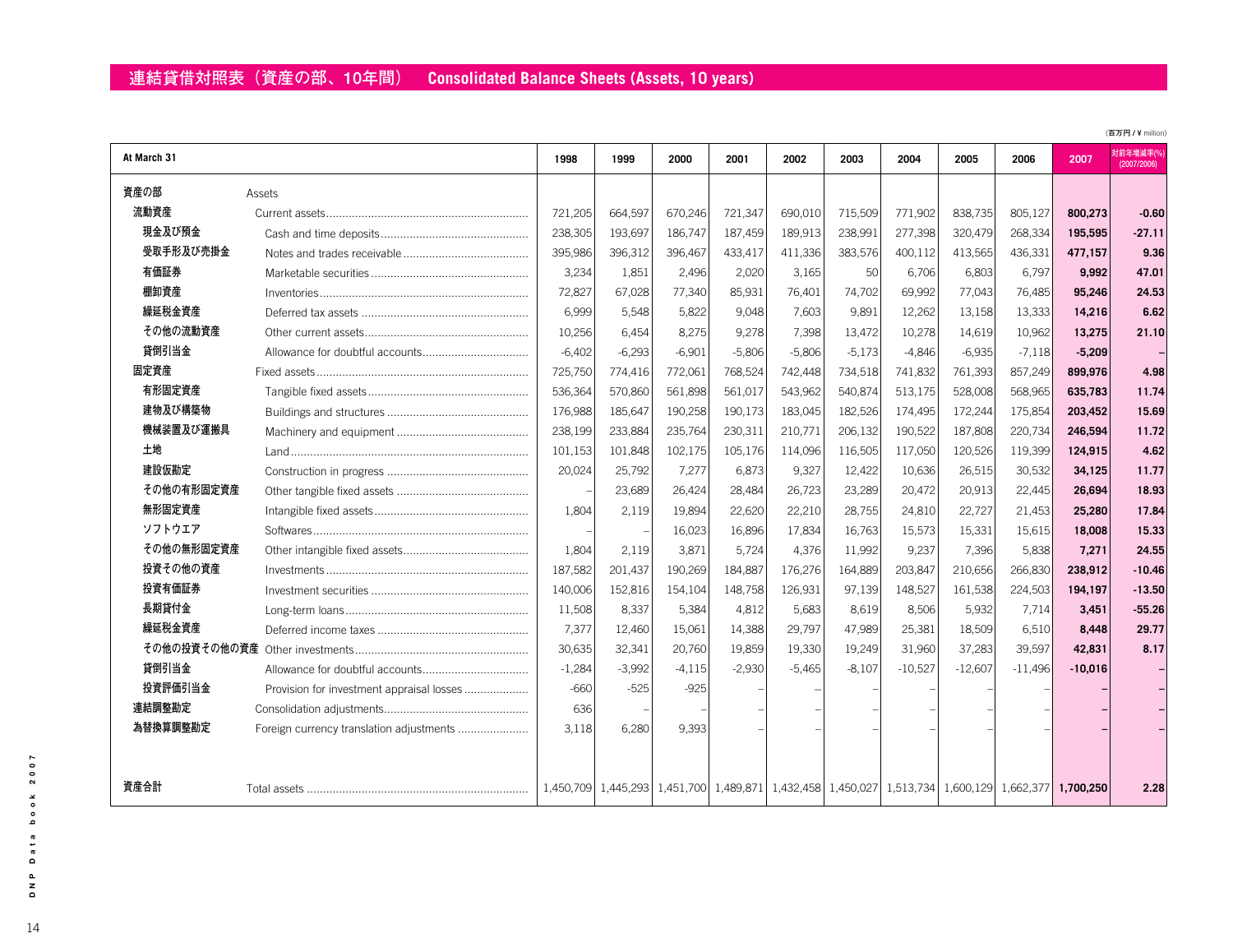## 連結貸借対照表（資産の部、10年間） Consolidated Balance Sheets (Assets, 10 years)

（百万円 / ¥ million）

| At March 31 | | 1998 | 1999 | 2000 | 2001 | 2002 | 2003 | 2004 | 2005 | 2006 | 2007 | 対前年増減率(%) (2007/2006) |
|---|---|---|---|---|---|---|---|---|---|---|---|---|
| 資産の部 | Assets | | | | | | | | | | | |
| 流動資産 | Current assets | 721,205 | 664,597 | 670,246 | 721,347 | 690,010 | 715,509 | 771,902 | 838,735 | 805,127 | **800,273** | **-0.60** |
| 現金及び預金 | Cash and time deposits | 238,305 | 193,697 | 186,747 | 187,459 | 189,913 | 238,991 | 277,398 | 320,479 | 268,334 | **195,595** | **-27.11** |
| 受取手形及び売掛金 | Notes and trades receivable | 395,986 | 396,312 | 396,467 | 433,417 | 411,336 | 383,576 | 400,112 | 413,565 | 436,331 | **477,157** | **9.36** |
| 有価証券 | Marketable securities | 3,234 | 1,851 | 2,496 | 2,020 | 3,165 | 50 | 6,706 | 6,803 | 6,797 | **9,992** | **47.01** |
| 棚卸資産 | Inventories | 72,827 | 67,028 | 77,340 | 85,931 | 76,401 | 74,702 | 69,992 | 77,043 | 76,485 | **95,246** | **24.53** |
| 繰延税金資産 | Deferred tax assets | 6,999 | 5,548 | 5,822 | 9,048 | 7,603 | 9,891 | 12,262 | 13,158 | 13,333 | **14,216** | **6.62** |
| その他の流動資産 | Other current assets | 10,256 | 6,454 | 8,275 | 9,278 | 7,398 | 13,472 | 10,278 | 14,619 | 10,962 | **13,275** | **21.10** |
| 貸倒引当金 | Allowance for doubtful accounts | -6,402 | -6,293 | -6,901 | -5,806 | -5,806 | -5,173 | -4,846 | -6,935 | -7,118 | **-5,209** | **–** |
| 固定資産 | Fixed assets | 725,750 | 774,416 | 772,061 | 768,524 | 742,448 | 734,518 | 741,832 | 761,393 | 857,249 | **899,976** | **4.98** |
| 有形固定資産 | Tangible fixed assets | 536,364 | 570,860 | 561,898 | 561,017 | 543,962 | 540,874 | 513,175 | 528,008 | 568,965 | **635,783** | **11.74** |
| 建物及び構築物 | Buildings and structures | 176,988 | 185,647 | 190,258 | 190,173 | 183,045 | 182,526 | 174,495 | 172,244 | 175,854 | **203,452** | **15.69** |
| 機械装置及び運搬具 | Machinery and equipment | 238,199 | 233,884 | 235,764 | 230,311 | 210,771 | 206,132 | 190,522 | 187,808 | 220,734 | **246,594** | **11.72** |
| 土地 | Land | 101,153 | 101,848 | 102,175 | 105,176 | 114,096 | 116,505 | 117,050 | 120,526 | 119,399 | **124,915** | **4.62** |
| 建設仮勘定 | Construction in progress | 20,024 | 25,792 | 7,277 | 6,873 | 9,327 | 12,422 | 10,636 | 26,515 | 30,532 | **34,125** | **11.77** |
| その他の有形固定資産 | Other tangible fixed assets | – | 23,689 | 26,424 | 28,484 | 26,723 | 23,289 | 20,472 | 20,913 | 22,445 | **26,694** | **18.93** |
| 無形固定資産 | Intangible fixed assets | 1,804 | 2,119 | 19,894 | 22,620 | 22,210 | 28,755 | 24,810 | 22,727 | 21,453 | **25,280** | **17.84** |
| ソフトウエア | Softwares | – | – | 16,023 | 16,896 | 17,834 | 16,763 | 15,573 | 15,331 | 15,615 | **18,008** | **15.33** |
| その他の無形固定資産 | Other intangible fixed assets | 1,804 | 2,119 | 3,871 | 5,724 | 4,376 | 11,992 | 9,237 | 7,396 | 5,838 | **7,271** | **24.55** |
| 投資その他の資産 | Investments | 187,582 | 201,437 | 190,269 | 184,887 | 176,276 | 164,889 | 203,847 | 210,656 | 266,830 | **238,912** | **-10.46** |
| 投資有価証券 | Investment securities | 140,006 | 152,816 | 154,104 | 148,758 | 126,931 | 97,139 | 148,527 | 161,538 | 224,503 | **194,197** | **-13.50** |
| 長期貸付金 | Long-term loans | 11,508 | 8,337 | 5,384 | 4,812 | 5,683 | 8,619 | 8,506 | 5,932 | 7,714 | **3,451** | **-55.26** |
| 繰延税金資産 | Deferred income taxes | 7,377 | 12,460 | 15,061 | 14,388 | 29,797 | 47,989 | 25,381 | 18,509 | 6,510 | **8,448** | **29.77** |
| その他の投資その他の資産 | Other investments | 30,635 | 32,341 | 20,760 | 19,859 | 19,330 | 19,249 | 31,960 | 37,283 | 39,597 | **42,831** | **8.17** |
| 貸倒引当金 | Allowance for doubtful accounts | -1,284 | -3,992 | -4,115 | -2,930 | -5,465 | -8,107 | -10,527 | -12,607 | -11,496 | **-10,016** | **–** |
| 投資評価引当金 | Provision for investment appraisal losses | -660 | -525 | -925 | – | – | – | – | – | – | **–** | **–** |
| 連結調整勘定 | Consolidation adjustments | 636 | – | – | – | – | – | – | – | – | **–** | **–** |
| 為替換算調整勘定 | Foreign currency translation adjustments | 3,118 | 6,280 | 9,393 | – | – | – | – | – | – | **–** | **–** |
| 資産合計 | Total assets | 1,450,709 | 1,445,293 | 1,451,700 | 1,489,871 | 1,432,458 | 1,450,027 | 1,513,734 | 1,600,129 | 1,662,377 | **1,700,250** | **2.28** |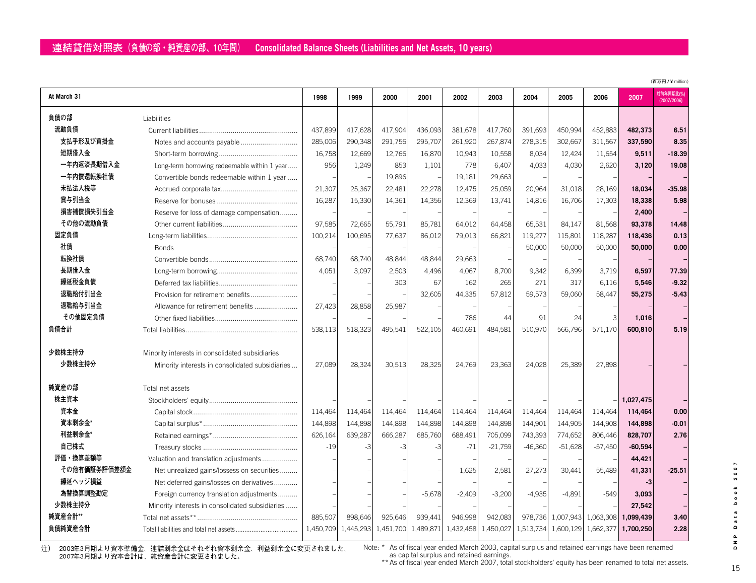## 連結貸借対照表（負債の部・純資産の部、10年間）　Consolidated Balance Sheets (Liabilities and Net Assets, 10 years)

（百万円 / ¥ million）

| At March 31 | | 1998 | 1999 | 2000 | 2001 | 2002 | 2003 | 2004 | 2005 | 2006 | 2007 | 対前年同期比(%) (2007/2006) |
|---|---|---|---|---|---|---|---|---|---|---|---|---|
| 負債の部 | Liabilities | | | | | | | | | | | |
| 流動負債 | Current liabilities | 437,899 | 417,628 | 417,904 | 436,093 | 381,678 | 417,760 | 391,693 | 450,994 | 452,883 | **482,373** | **6.51** |
| 支払手形及び買掛金 | Notes and accounts payable | 285,006 | 290,348 | 291,756 | 295,707 | 261,920 | 267,874 | 278,315 | 302,667 | 311,567 | **337,590** | **8.35** |
| 短期借入金 | Short-term borrowing | 16,758 | 12,669 | 12,766 | 16,870 | 10,943 | 10,558 | 8,034 | 12,424 | 11,654 | **9,511** | **-18.39** |
| 一年内返済長期借入金 | Long-term borrowing redeemable within 1 year | 956 | 1,249 | 853 | 1,101 | 778 | 6,407 | 4,033 | 4,030 | 2,620 | **3,120** | **19.08** |
| 一年内償還転換社債 | Convertible bonds redeemable within 1 year | – | – | 19,896 | – | 19,181 | 29,663 | – | – | – | **–** | **–** |
| 未払法人税等 | Accrued corporate tax | 21,307 | 25,367 | 22,481 | 22,278 | 12,475 | 25,059 | 20,964 | 31,018 | 28,169 | **18,034** | **-35.98** |
| 賞与引当金 | Reserve for bonuses | 16,287 | 15,330 | 14,361 | 14,356 | 12,369 | 13,741 | 14,816 | 16,706 | 17,303 | **18,338** | **5.98** |
| 損害補償損失引当金 | Reserve for loss of damage compensation | – | – | – | – | – | – | – | – | – | **2,400** | **–** |
| その他の流動負債 | Other current liabilities | 97,585 | 72,665 | 55,791 | 85,781 | 64,012 | 64,458 | 65,531 | 84,147 | 81,568 | **93,378** | **14.48** |
| 固定負債 | Long-term liabilities | 100,214 | 100,695 | 77,637 | 86,012 | 79,013 | 66,821 | 119,277 | 115,801 | 118,287 | **118,436** | **0.13** |
| 社債 | Bonds | – | – | – | – | – | – | 50,000 | 50,000 | 50,000 | **50,000** | **0.00** |
| 転換社債 | Convertible bonds | 68,740 | 68,740 | 48,844 | 48,844 | 29,663 | – | – | – | – | **–** | **–** |
| 長期借入金 | Long-term borrowing | 4,051 | 3,097 | 2,503 | 4,496 | 4,067 | 8,700 | 9,342 | 6,399 | 3,719 | **6,597** | **77.39** |
| 繰延税金負債 | Deferred tax liabilities | – | – | 303 | 67 | 162 | 265 | 271 | 317 | 6,116 | **5,546** | **-9.32** |
| 退職給付引当金 | Provision for retirement benefits | – | – | – | 32,605 | 44,335 | 57,812 | 59,573 | 59,060 | 58,447 | **55,275** | **-5.43** |
| 退職給与引当金 | Allowance for retirement benefits | 27,423 | 28,858 | 25,987 | – | – | – | – | – | – | **–** | **–** |
| その他固定負債 | Other fixed liabilities | – | – | – | – | 786 | 44 | 91 | 24 | 3 | **1,016** | **–** |
| 負債合計 | Total liabilities | 538,113 | 518,323 | 495,541 | 522,105 | 460,691 | 484,581 | 510,970 | 566,796 | 571,170 | **600,810** | **5.19** |
| 少数株主持分 | Minority interests in consolidated subsidiaries | | | | | | | | | | | |
| 少数株主持分 | Minority interests in consolidated subsidiaries | 27,089 | 28,324 | 30,513 | 28,325 | 24,769 | 23,363 | 24,028 | 25,389 | 27,898 | **–** | **–** |
| 純資産の部 | Total net assets | | | | | | | | | | | |
| 株主資本 | Stockholders' equity | – | – | – | – | – | – | – | – | – | **1,027,475** | **–** |
| 資本金 | Capital stock | 114,464 | 114,464 | 114,464 | 114,464 | 114,464 | 114,464 | 114,464 | 114,464 | 114,464 | **114,464** | **0.00** |
| 資本剰余金* | Capital surplus* | 144,898 | 144,898 | 144,898 | 144,898 | 144,898 | 144,898 | 144,901 | 144,905 | 144,908 | **144,898** | **-0.01** |
| 利益剰余金* | Retained earnings* | 626,164 | 639,287 | 666,287 | 685,760 | 688,491 | 705,099 | 743,393 | 774,652 | 806,446 | **828,707** | **2.76** |
| 自己株式 | Treasury stocks | -19 | -3 | -3 | -3 | -71 | -21,759 | -46,360 | -51,628 | -57,450 | **-60,594** | **–** |
| 評価・換算差額等 | Valuation and translation adjustments | – | – | – | – | – | – | – | – | – | **44,421** | **–** |
| その他有価証券評価差額金 | Net unrealized gains/losses on securities | – | – | – | – | 1,625 | 2,581 | 27,273 | 30,441 | 55,489 | **41,331** | **-25.51** |
| 繰延ヘッジ損益 | Net deferred gains/losses on derivatives | – | – | – | – | – | – | – | – | – | **-3** | **–** |
| 為替換算調整勘定 | Foreign currency translation adjustments | – | – | – | -5,678 | -2,409 | -3,200 | -4,935 | -4,891 | -549 | **3,093** | **–** |
| 少数株主持分 | Minority interests in consolidated subsidiaries | – | – | – | – | – | – | – | – | – | **27,542** | **–** |
| 純資産合計** | Total net assets** | 885,507 | 898,646 | 925,646 | 939,441 | 946,998 | 942,083 | 978,736 | 1,007,943 | 1,063,308 | **1,099,439** | **3.40** |
| 負債純資産合計 | Total liabilities and total net assets | 1,450,709 | 1,445,293 | 1,451,700 | 1,489,871 | 1,432,458 | 1,450,027 | 1,513,734 | 1,600,129 | 1,662,377 | **1,700,250** | **2.28** |

注）2003年3月期より資本準備金、連結剰余金はそれぞれ資本剰余金、利益剰余金に変更されました。
2007年3月期より資本合計は、純資産合計に変更されました。

Note: * As of fiscal year ended March 2003, capital surplus and retained earnings have been renamed as capital surplus and retained earnings.
** As of fiscal year ended March 2007, total stockholders' equity has been renamed to total net assets.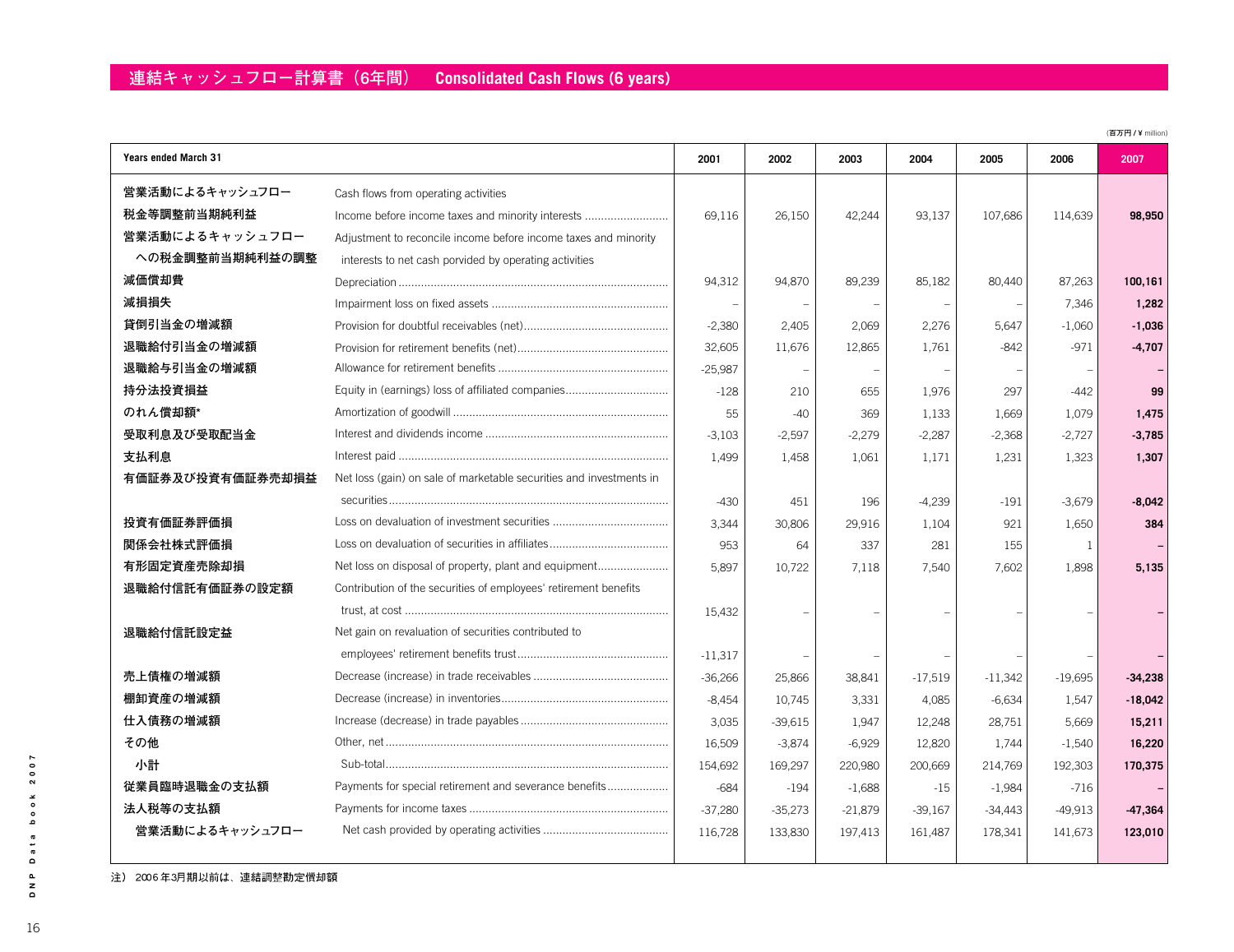## 連結キャッシュフロー計算書（6年間）　Consolidated Cash Flows (6 years)

（百万円 / ¥ million）

| Years ended March 31 | | 2001 | 2002 | 2003 | 2004 | 2005 | 2006 | 2007 |
|---|---|---|---|---|---|---|---|---|
| 営業活動によるキャッシュフロー | Cash flows from operating activities | | | | | | | |
| 税金等調整前当期純利益 | Income before income taxes and minority interests | 69,116 | 26,150 | 42,244 | 93,137 | 107,686 | 114,639 | **98,950** |
| 営業活動によるキャッシュフローへの税金調整前当期純利益の調整 | Adjustment to reconcile income before income taxes and minority interests to net cash porvided by operating activities | | | | | | | |
| 減価償却費 | Depreciation | 94,312 | 94,870 | 89,239 | 85,182 | 80,440 | 87,263 | **100,161** |
| 減損損失 | Impairment loss on fixed assets | – | – | – | – | – | 7,346 | **1,282** |
| 貸倒引当金の増減額 | Provision for doubtful receivables (net) | -2,380 | 2,405 | 2,069 | 2,276 | 5,647 | -1,060 | **-1,036** |
| 退職給付引当金の増減額 | Provision for retirement benefits (net) | 32,605 | 11,676 | 12,865 | 1,761 | -842 | -971 | **-4,707** |
| 退職給与引当金の増減額 | Allowance for retirement benefits | -25,987 | – | – | – | – | – | **–** |
| 持分法投資損益 | Equity in (earnings) loss of affiliated companies | -128 | 210 | 655 | 1,976 | 297 | -442 | **99** |
| のれん償却額* | Amortization of goodwill | 55 | -40 | 369 | 1,133 | 1,669 | 1,079 | **1,475** |
| 受取利息及び受取配当金 | Interest and dividends income | -3,103 | -2,597 | -2,279 | -2,287 | -2,368 | -2,727 | **-3,785** |
| 支払利息 | Interest paid | 1,499 | 1,458 | 1,061 | 1,171 | 1,231 | 1,323 | **1,307** |
| 有価証券及び投資有価証券売却損益 | Net loss (gain) on sale of marketable securities and investments in securities | -430 | 451 | 196 | -4,239 | -191 | -3,679 | **-8,042** |
| 投資有価証券評価損 | Loss on devaluation of investment securities | 3,344 | 30,806 | 29,916 | 1,104 | 921 | 1,650 | **384** |
| 関係会社株式評価損 | Loss on devaluation of securities in affiliates | 953 | 64 | 337 | 281 | 155 | 1 | **–** |
| 有形固定資産売除却損 | Net loss on disposal of property, plant and equipment | 5,897 | 10,722 | 7,118 | 7,540 | 7,602 | 1,898 | **5,135** |
| 退職給付信託有価証券の設定額 | Contribution of the securities of employees' retirement benefits trust, at cost | 15,432 | – | – | – | – | – | **–** |
| 退職給付信託設定益 | Net gain on revaluation of securities contributed to employees' retirement benefits trust | -11,317 | – | – | – | – | – | **–** |
| 売上債権の増減額 | Decrease (increase) in trade receivables | -36,266 | 25,866 | 38,841 | -17,519 | -11,342 | -19,695 | **-34,238** |
| 棚卸資産の増減額 | Decrease (increase) in inventories | -8,454 | 10,745 | 3,331 | 4,085 | -6,634 | 1,547 | **-18,042** |
| 仕入債務の増減額 | Increase (decrease) in trade payables | 3,035 | -39,615 | 1,947 | 12,248 | 28,751 | 5,669 | **15,211** |
| その他 | Other, net | 16,509 | -3,874 | -6,929 | 12,820 | 1,744 | -1,540 | **16,220** |
| 小計 | Sub-total | 154,692 | 169,297 | 220,980 | 200,669 | 214,769 | 192,303 | **170,375** |
| 従業員臨時退職金の支払額 | Payments for special retirement and severance benefits | -684 | -194 | -1,688 | -15 | -1,984 | -716 | **–** |
| 法人税等の支払額 | Payments for income taxes | -37,280 | -35,273 | -21,879 | -39,167 | -34,443 | -49,913 | **-47,364** |
| 営業活動によるキャッシュフロー | Net cash provided by operating activities | 116,728 | 133,830 | 197,413 | 161,487 | 178,341 | 141,673 | **123,010** |

注） 2006年3月期以前は、連結調整勘定償却額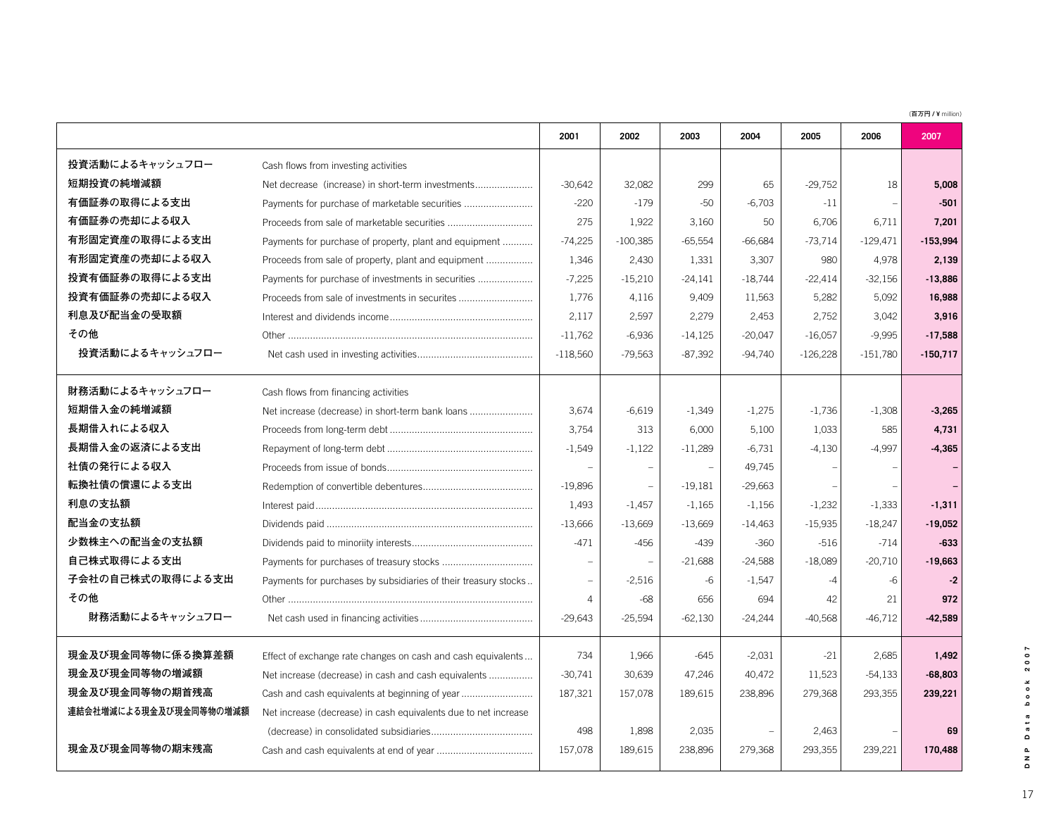(百万円 / ¥ million)

| | | 2001 | 2002 | 2003 | 2004 | 2005 | 2006 | 2007 |
|---|---|---|---|---|---|---|---|---|
| 投資活動によるキャッシュフロー | Cash flows from investing activities | | | | | | | |
| 短期投資の純増減額 | Net decrease (increase) in short-term investments | -30,642 | 32,082 | 299 | 65 | -29,752 | 18 | **5,008** |
| 有価証券の取得による支出 | Payments for purchase of marketable securities | -220 | -179 | -50 | -6,703 | -11 | – | **-501** |
| 有価証券の売却による収入 | Proceeds from sale of marketable securities | 275 | 1,922 | 3,160 | 50 | 6,706 | 6,711 | **7,201** |
| 有形固定資産の取得による支出 | Payments for purchase of property, plant and equipment | -74,225 | -100,385 | -65,554 | -66,684 | -73,714 | -129,471 | **-153,994** |
| 有形固定資産の売却による収入 | Proceeds from sale of property, plant and equipment | 1,346 | 2,430 | 1,331 | 3,307 | 980 | 4,978 | **2,139** |
| 投資有価証券の取得による支出 | Payments for purchase of investments in securities | -7,225 | -15,210 | -24,141 | -18,744 | -22,414 | -32,156 | **-13,886** |
| 投資有価証券の売却による収入 | Proceeds from sale of investments in securites | 1,776 | 4,116 | 9,409 | 11,563 | 5,282 | 5,092 | **16,988** |
| 利息及び配当金の受取額 | Interest and dividends income | 2,117 | 2,597 | 2,279 | 2,453 | 2,752 | 3,042 | **3,916** |
| その他 | Other | -11,762 | -6,936 | -14,125 | -20,047 | -16,057 | -9,995 | **-17,588** |
| 投資活動によるキャッシュフロー | Net cash used in investing activities | -118,560 | -79,563 | -87,392 | -94,740 | -126,228 | -151,780 | **-150,717** |
| 財務活動によるキャッシュフロー | Cash flows from financing activities | | | | | | | |
| 短期借入金の純増減額 | Net increase (decrease) in short-term bank loans | 3,674 | -6,619 | -1,349 | -1,275 | -1,736 | -1,308 | **-3,265** |
| 長期借入れによる収入 | Proceeds from long-term debt | 3,754 | 313 | 6,000 | 5,100 | 1,033 | 585 | **4,731** |
| 長期借入金の返済による支出 | Repayment of long-term debt | -1,549 | -1,122 | -11,289 | -6,731 | -4,130 | -4,997 | **-4,365** |
| 社債の発行による収入 | Proceeds from issue of bonds | – | – | – | 49,745 | – | – | **–** |
| 転換社債の償還による支出 | Redemption of convertible debentures | -19,896 | – | -19,181 | -29,663 | – | – | **–** |
| 利息の支払額 | Interest paid | 1,493 | -1,457 | -1,165 | -1,156 | -1,232 | -1,333 | **-1,311** |
| 配当金の支払額 | Dividends paid | -13,666 | -13,669 | -13,669 | -14,463 | -15,935 | -18,247 | **-19,052** |
| 少数株主への配当金の支払額 | Dividends paid to minoriity interests | -471 | -456 | -439 | -360 | -516 | -714 | **-633** |
| 自己株式取得による支出 | Payments for purchases of treasury stocks | – | – | -21,688 | -24,588 | -18,089 | -20,710 | **-19,663** |
| 子会社の自己株式の取得による支出 | Payments for purchases by subsidiaries of their treasury stocks | – | -2,516 | -6 | -1,547 | -4 | -6 | **-2** |
| その他 | Other | 4 | -68 | 656 | 694 | 42 | 21 | **972** |
| 財務活動によるキャッシュフロー | Net cash used in financing activities | -29,643 | -25,594 | -62,130 | -24,244 | -40,568 | -46,712 | **-42,589** |
| 現金及び現金同等物に係る換算差額 | Effect of exchange rate changes on cash and cash equivalents | 734 | 1,966 | -645 | -2,031 | -21 | 2,685 | **1,492** |
| 現金及び現金同等物の増減額 | Net increase (decrease) in cash and cash equivalents | -30,741 | 30,639 | 47,246 | 40,472 | 11,523 | -54,133 | **-68,803** |
| 現金及び現金同等物の期首残高 | Cash and cash equivalents at beginning of year | 187,321 | 157,078 | 189,615 | 238,896 | 279,368 | 293,355 | **239,221** |
| 連結会社増減による現金及び現金同等物の増減額 | Net increase (decrease) in cash equivalents due to net increase (decrease) in consolidated subsidiaries | 498 | 1,898 | 2,035 | – | 2,463 | – | **69** |
| 現金及び現金同等物の期末残高 | Cash and cash equivalents at end of year | 157,078 | 189,615 | 238,896 | 279,368 | 293,355 | 239,221 | **170,488** |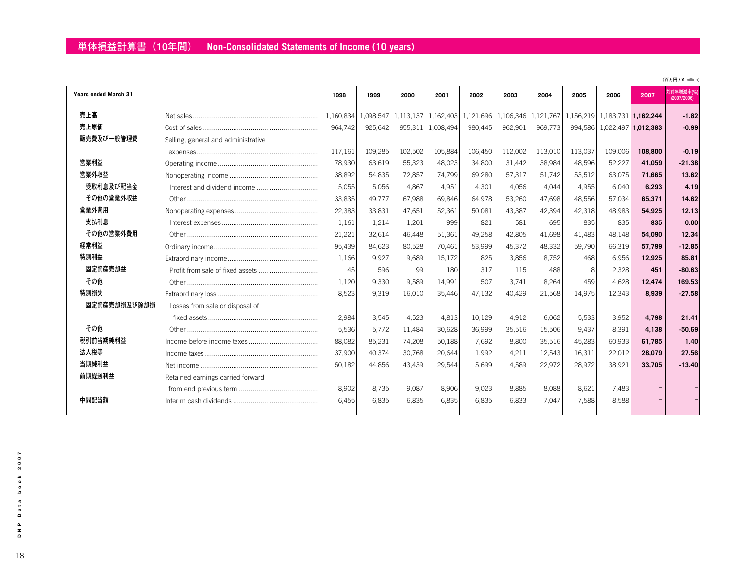# 単体損益計算書（10年間）　Non-Consolidated Statements of Income (10 years)

（百万円 / ¥ million）

| | Years ended March 31 | 1998 | 1999 | 2000 | 2001 | 2002 | 2003 | 2004 | 2005 | 2006 | 2007 | 対前年増減率(%) (2007/2006) |
|---|---|---|---|---|---|---|---|---|---|---|---|---|
| 売上高 | Net sales | 1,160,834 | 1,098,547 | 1,113,137 | 1,162,403 | 1,121,696 | 1,106,346 | 1,121,767 | 1,156,219 | 1,183,731 | **1,162,244** | **-1.82** |
| 売上原価 | Cost of sales | 964,742 | 925,642 | 955,311 | 1,008,494 | 980,445 | 962,901 | 969,773 | 994,586 | 1,022,497 | **1,012,383** | **-0.99** |
| 販売費及び一般管理費 | Selling, general and administrative expenses | 117,161 | 109,285 | 102,502 | 105,884 | 106,450 | 112,002 | 113,010 | 113,037 | 109,006 | **108,800** | **-0.19** |
| 営業利益 | Operating income | 78,930 | 63,619 | 55,323 | 48,023 | 34,800 | 31,442 | 38,984 | 48,596 | 52,227 | **41,059** | **-21.38** |
| 営業外収益 | Nonoperating income | 38,892 | 54,835 | 72,857 | 74,799 | 69,280 | 57,317 | 51,742 | 53,512 | 63,075 | **71,665** | **13.62** |
| 受取利息及び配当金 | Interest and dividend income | 5,055 | 5,056 | 4,867 | 4,951 | 4,301 | 4,056 | 4,044 | 4,955 | 6,040 | **6,293** | **4.19** |
| その他の営業外収益 | Other | 33,835 | 49,777 | 67,988 | 69,846 | 64,978 | 53,260 | 47,698 | 48,556 | 57,034 | **65,371** | **14.62** |
| 営業外費用 | Nonoperating expenses | 22,383 | 33,831 | 47,651 | 52,361 | 50,081 | 43,387 | 42,394 | 42,318 | 48,983 | **54,925** | **12.13** |
| 支払利息 | Interest expenses | 1,161 | 1,214 | 1,201 | 999 | 821 | 581 | 695 | 835 | 835 | **835** | **0.00** |
| その他の営業外費用 | Other | 21,221 | 32,614 | 46,448 | 51,361 | 49,258 | 42,805 | 41,698 | 41,483 | 48,148 | **54,090** | **12.34** |
| 経常利益 | Ordinary income | 95,439 | 84,623 | 80,528 | 70,461 | 53,999 | 45,372 | 48,332 | 59,790 | 66,319 | **57,799** | **-12.85** |
| 特別利益 | Extraordinary income | 1,166 | 9,927 | 9,689 | 15,172 | 825 | 3,856 | 8,752 | 468 | 6,956 | **12,925** | **85.81** |
| 固定資産売却益 | Profit from sale of fixed assets | 45 | 596 | 99 | 180 | 317 | 115 | 488 | 8 | 2,328 | **451** | **-80.63** |
| その他 | Other | 1,120 | 9,330 | 9,589 | 14,991 | 507 | 3,741 | 8,264 | 459 | 4,628 | **12,474** | **169.53** |
| 特別損失 | Extraordinary loss | 8,523 | 9,319 | 16,010 | 35,446 | 47,132 | 40,429 | 21,568 | 14,975 | 12,343 | **8,939** | **-27.58** |
| 固定資産売却損及び除却損 | Losses from sale or disposal of fixed assets | 2,984 | 3,545 | 4,523 | 4,813 | 10,129 | 4,912 | 6,062 | 5,533 | 3,952 | **4,798** | **21.41** |
| その他 | Other | 5,536 | 5,772 | 11,484 | 30,628 | 36,999 | 35,516 | 15,506 | 9,437 | 8,391 | **4,138** | **-50.69** |
| 税引前当期純利益 | Income before income taxes | 88,082 | 85,231 | 74,208 | 50,188 | 7,692 | 8,800 | 35,516 | 45,283 | 60,933 | **61,785** | **1.40** |
| 法人税等 | Income taxes | 37,900 | 40,374 | 30,768 | 20,644 | 1,992 | 4,211 | 12,543 | 16,311 | 22,012 | **28,079** | **27.56** |
| 当期純利益 | Net income | 50,182 | 44,856 | 43,439 | 29,544 | 5,699 | 4,589 | 22,972 | 28,972 | 38,921 | **33,705** | **-13.40** |
| 前期繰越利益 | Retained earnings carried forward from end previous term | 8,902 | 8,735 | 9,087 | 8,906 | 9,023 | 8,885 | 8,088 | 8,621 | 7,483 | – | – |
| 中間配当額 | Interim cash dividends | 6,455 | 6,835 | 6,835 | 6,835 | 6,835 | 6,833 | 7,047 | 7,588 | 8,588 | – | – |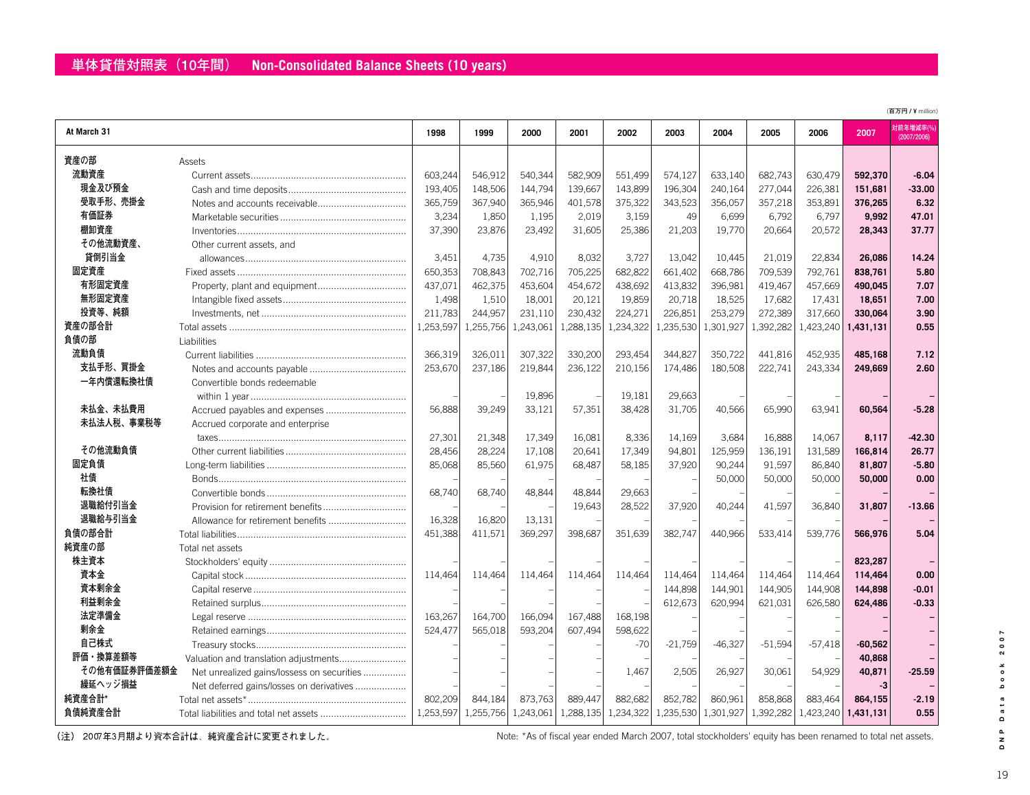# 単体貸借対照表（10年間）　Non-Consolidated Balance Sheets (10 years)

（百万円 / ¥ million）

| At March 31 | | 1998 | 1999 | 2000 | 2001 | 2002 | 2003 | 2004 | 2005 | 2006 | 2007 | 対前年増減率(%) (2007/2006) |
|---|---|---|---|---|---|---|---|---|---|---|---|---|
| 資産の部 | Assets | | | | | | | | | | | |
| 流動資産 | Current assets | 603,244 | 546,912 | 540,344 | 582,909 | 551,499 | 574,127 | 633,140 | 682,743 | 630,479 | **592,370** | **-6.04** |
| 現金及び預金 | Cash and time deposits | 193,405 | 148,506 | 144,794 | 139,667 | 143,899 | 196,304 | 240,164 | 277,044 | 226,381 | **151,681** | **-33.00** |
| 受取手形、売掛金 | Notes and accounts receivable | 365,759 | 367,940 | 365,946 | 401,578 | 375,322 | 343,523 | 356,057 | 357,218 | 353,891 | **376,265** | **6.32** |
| 有価証券 | Marketable securities | 3,234 | 1,850 | 1,195 | 2,019 | 3,159 | 49 | 6,699 | 6,792 | 6,797 | **9,992** | **47.01** |
| 棚卸資産 | Inventories | 37,390 | 23,876 | 23,492 | 31,605 | 25,386 | 21,203 | 19,770 | 20,664 | 20,572 | **28,343** | **37.77** |
| その他流動資産、貸倒引当金 | Other current assets, and allowances | 3,451 | 4,735 | 4,910 | 8,032 | 3,727 | 13,042 | 10,445 | 21,019 | 22,834 | **26,086** | **14.24** |
| 固定資産 | Fixed assets | 650,353 | 708,843 | 702,716 | 705,225 | 682,822 | 661,402 | 668,786 | 709,539 | 792,761 | **838,761** | **5.80** |
| 有形固定資産 | Property, plant and equipment | 437,071 | 462,375 | 453,604 | 454,672 | 438,692 | 413,832 | 396,981 | 419,467 | 457,669 | **490,045** | **7.07** |
| 無形固定資産 | Intangible fixed assets | 1,498 | 1,510 | 18,001 | 20,121 | 19,859 | 20,718 | 18,525 | 17,682 | 17,431 | **18,651** | **7.00** |
| 投資等、純額 | Investments, net | 211,783 | 244,957 | 231,110 | 230,432 | 224,271 | 226,851 | 253,279 | 272,389 | 317,660 | **330,064** | **3.90** |
| 資産の部合計 | Total assets | 1,253,597 | 1,255,756 | 1,243,061 | 1,288,135 | 1,234,322 | 1,235,530 | 1,301,927 | 1,392,282 | 1,423,240 | **1,431,131** | **0.55** |
| 負債の部 | Liabilities | | | | | | | | | | | |
| 流動負債 | Current liabilities | 366,319 | 326,011 | 307,322 | 330,200 | 293,454 | 344,827 | 350,722 | 441,816 | 452,935 | **485,168** | **7.12** |
| 支払手形、買掛金 | Notes and accounts payable | 253,670 | 237,186 | 219,844 | 236,122 | 210,156 | 174,486 | 180,508 | 222,741 | 243,334 | **249,669** | **2.60** |
| 一年内償還転換社債 | Convertible bonds redeemable within 1 year | – | – | 19,896 | – | 19,181 | 29,663 | – | – | – | **–** | **–** |
| 未払金、未払費用 | Accrued payables and expenses | 56,888 | 39,249 | 33,121 | 57,351 | 38,428 | 31,705 | 40,566 | 65,990 | 63,941 | **60,564** | **-5.28** |
| 未払法人税、事業税等 | Accrued corporate and enterprise taxes | 27,301 | 21,348 | 17,349 | 16,081 | 8,336 | 14,169 | 3,684 | 16,888 | 14,067 | **8,117** | **-42.30** |
| その他流動負債 | Other current liabilities | 28,456 | 28,224 | 17,108 | 20,641 | 17,349 | 94,801 | 125,959 | 136,191 | 131,589 | **166,814** | **26.77** |
| 固定負債 | Long-term liabilities | 85,068 | 85,560 | 61,975 | 68,487 | 58,185 | 37,920 | 90,244 | 91,597 | 86,840 | **81,807** | **-5.80** |
| 社債 | Bonds | – | – | – | – | – | – | 50,000 | 50,000 | 50,000 | **50,000** | **0.00** |
| 転換社債 | Convertible bonds | 68,740 | 68,740 | 48,844 | 48,844 | 29,663 | – | – | – | – | **–** | **–** |
| 退職給付引当金 | Provision for retirement benefits | – | – | – | 19,643 | 28,522 | 37,920 | 40,244 | 41,597 | 36,840 | **31,807** | **-13.66** |
| 退職給与引当金 | Allowance for retirement benefits | 16,328 | 16,820 | 13,131 | – | – | – | – | – | – | **–** | **–** |
| 負債の部合計 | Total liabilities | 451,388 | 411,571 | 369,297 | 398,687 | 351,639 | 382,747 | 440,966 | 533,414 | 539,776 | **566,976** | **5.04** |
| 純資産の部 | Total net assets | | | | | | | | | | | |
| 株主資本 | Stockholders' equity | – | – | – | – | – | – | – | – | – | **823,287** | **–** |
| 資本金 | Capital stock | 114,464 | 114,464 | 114,464 | 114,464 | 114,464 | 114,464 | 114,464 | 114,464 | 114,464 | **114,464** | **0.00** |
| 資本剰余金 | Capital reserve | – | – | – | – | – | 144,898 | 144,901 | 144,905 | 144,908 | **144,898** | **-0.01** |
| 利益剰余金 | Retained surplus | – | – | – | – | – | 612,673 | 620,994 | 621,031 | 626,580 | **624,486** | **-0.33** |
| 法定準備金 | Legal reserve | 163,267 | 164,700 | 166,094 | 167,488 | 168,198 | – | – | – | – | **–** | **–** |
| 剰余金 | Retained earnings | 524,477 | 565,018 | 593,204 | 607,494 | 598,622 | – | – | – | – | **–** | **–** |
| 自己株式 | Treasury stocks | – | – | – | – | -70 | -21,759 | -46,327 | -51,594 | -57,418 | **-60,562** | **–** |
| 評価・換算差額等 | Valuation and translation adjustments | – | – | – | – | – | – | – | – | – | **40,868** | **–** |
| その他有価証券評価差額金 | Net unrealized gains/lossess on securities | – | – | – | – | 1,467 | 2,505 | 26,927 | 30,061 | 54,929 | **40,871** | **-25.59** |
| 繰延ヘッジ損益 | Net deferred gains/losses on derivatives | – | – | – | – | – | – | – | – | – | **-3** | **–** |
| 純資産合計* | Total net assets* | 802,209 | 844,184 | 873,763 | 889,447 | 882,682 | 852,782 | 860,961 | 858,868 | 883,464 | **864,155** | **-2.19** |
| 負債純資産合計 | Total liabilities and total net assets | 1,253,597 | 1,255,756 | 1,243,061 | 1,288,135 | 1,234,322 | 1,235,530 | 1,301,927 | 1,392,282 | 1,423,240 | **1,431,131** | **0.55** |

（注） 2007年3月期より資本合計は、純資産合計に変更されました。

Note: *As of fiscal year ended March 2007, total stockholders' equity has been renamed to total net assets.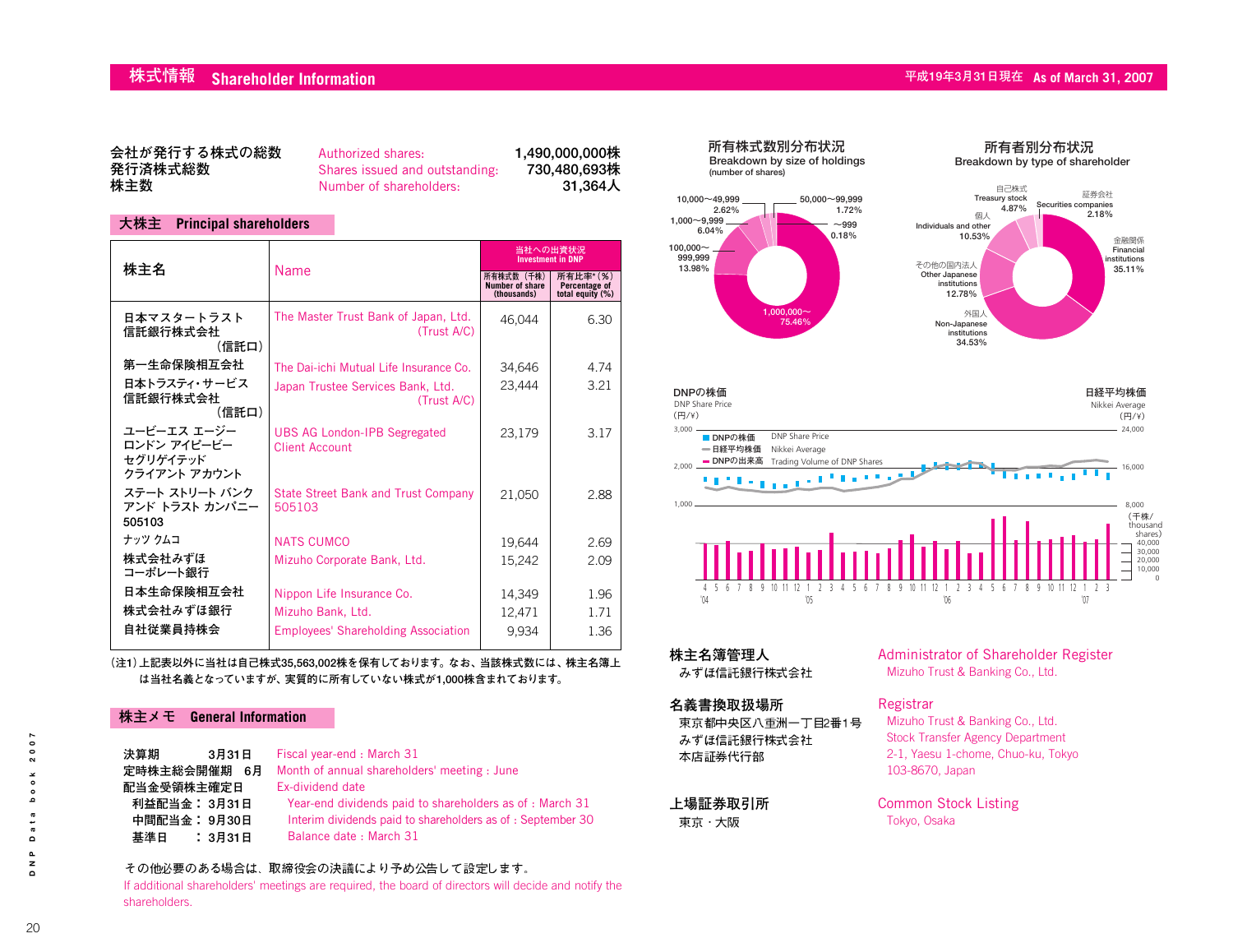# 株式情報 Shareholder Information

平成19年3月31日現在 As of March 31, 2007

| | | |
|---|---|---|
| 会社が発行する株式の総数 | Authorized shares: | 1,490,000,000株 |
| 発行済株式総数 | Shares issued and outstanding: | 730,480,693株 |
| 株主数 | Number of shareholders: | 31,364人 |

## 大株主 Principal shareholders

| 株主名 | Name | 当社への出資状況 Investment in DNP | |
|---|---|---|---|
| | | 所有株式数（千株） Number of share (thousands) | 所有比率*（%） Percentage of total equity (%) |
| 日本マスタートラスト信託銀行株式会社（信託口） | The Master Trust Bank of Japan, Ltd. (Trust A/C) | 46,044 | 6.30 |
| 第一生命保険相互会社 | The Dai-ichi Mutual Life Insurance Co. | 34,646 | 4.74 |
| 日本トラスティ・サービス信託銀行株式会社（信託口） | Japan Trustee Services Bank, Ltd. (Trust A/C) | 23,444 | 3.21 |
| ユービーエス エージー ロンドン アイピービー セグリゲイテッド クライアント アカウント | UBS AG London-IPB Segregated Client Account | 23,179 | 3.17 |
| ステート ストリート バンク アンド トラスト カンパニー 505103 | State Street Bank and Trust Company 505103 | 21,050 | 2.88 |
| ナッツ クムコ | NATS CUMCO | 19,644 | 2.69 |
| 株式会社みずほコーポレート銀行 | Mizuho Corporate Bank, Ltd. | 15,242 | 2.09 |
| 日本生命保険相互会社 | Nippon Life Insurance Co. | 14,349 | 1.96 |
| 株式会社みずほ銀行 | Mizuho Bank, Ltd. | 12,471 | 1.71 |
| 自社従業員持株会 | Employees' Shareholding Association | 9,934 | 1.36 |

（注1）上記表以外に当社は自己株式35,563,002株を保有しております。なお、当該株式数には、株主名簿上は当社名義となっていますが、実質的に所有していない株式が1,000株含まれております。

## 株主メモ General Information

| | | |
|---|---|---|
| 決算期 | 3月31日 | Fiscal year-end : March 31 |
| 定時株主総会開催期 | 6月 | Month of annual shareholders' meeting : June |
| 配当金受領株主確定日 | | Ex-dividend date |
| 利益配当金 | 3月31日 | Year-end dividends paid to shareholders as of : March 31 |
| 中間配当金 | 9月30日 | Interim dividends paid to shareholders as of : September 30 |
| 基準日 | 3月31日 | Balance date : March 31 |

その他必要のある場合は、取締役会の決議により予め公告して設定します。
If additional shareholders' meetings are required, the board of directors will decide and notify the shareholders.

### 所有株式数別分布状況 Breakdown by size of holdings (number of shares)

- 1,000,000〜: 75.46%
- 100,000〜999,999: 13.98%
- 1,000〜9,999: 6.04%
- 10,000〜49,999: 2.62%
- 50,000〜99,999: 1.72%
- 〜999: 0.18%

### 所有者別分布状況 Breakdown by type of shareholder

- 金融関係 Financial institutions: 35.11%
- 外国人 Non-Japanese institutions: 34.53%
- その他の国内法人 Other Japanese institutions: 12.78%
- 個人 Individuals and other: 10.53%
- 自己株式 Treasury stock: 4.87%
- 証券会社 Securities companies: 2.18%

### DNPの株価 DNP Share Price / 日経平均株価 Nikkei Average

(円/¥)

- DNPの株価 DNP Share Price
- 日経平均株価 Nikkei Average
- DNPの出来高 Trading Volume of DNP Shares (千株/thousand shares)

## 株主名簿管理人 Administrator of Shareholder Register

みずほ信託銀行株式会社
Mizuho Trust & Banking Co., Ltd.

## 名義書換取扱場所 Registrar

東京都中央区八重洲一丁目2番1号
みずほ信託銀行株式会社
本店証券代行部

Mizuho Trust & Banking Co., Ltd.
Stock Transfer Agency Department
2-1, Yaesu 1-chome, Chuo-ku, Tokyo
103-8670, Japan

## 上場証券取引所 Common Stock Listing

東京・大阪
Tokyo, Osaka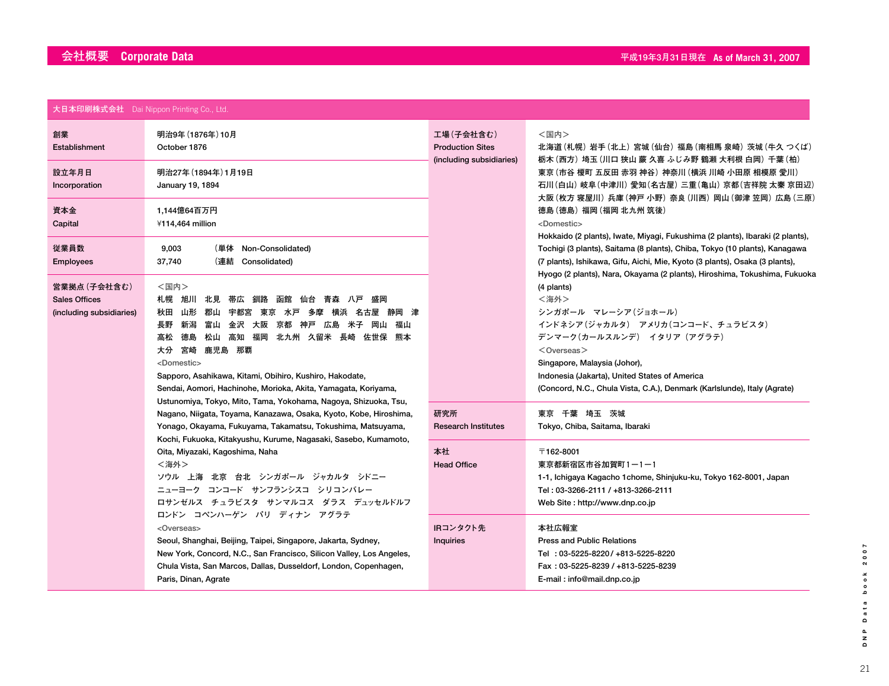# 会社概要 Corporate Data

平成19年3月31日現在 As of March 31, 2007

## 大日本印刷株式会社 Dai Nippon Printing Co., Ltd.

| 項目 | 内容 |
|---|---|
| 創業<br>Establishment | 明治9年（1876年）10月<br>October 1876 |
| 設立年月日<br>Incorporation | 明治27年（1894年）1月19日<br>January 19, 1894 |
| 資本金<br>Capital | 1,144億64百万円<br>¥114,464 million |
| 従業員数<br>Employees | 9,003 （単体 Non-Consolidated）<br>37,740 （連結 Consolidated） |
| 営業拠点（子会社含む）<br>Sales Offices<br>(including subsidiaries) | ＜国内＞<br>札幌 旭川 北見 帯広 釧路 函館 仙台 青森 八戸 盛岡 秋田 山形 郡山 宇都宮 東京 水戸 多摩 横浜 名古屋 静岡 津 長野 新潟 富山 金沢 大阪 京都 神戸 広島 米子 岡山 福山 高松 徳島 松山 高知 福岡 北九州 久留米 長崎 佐世保 熊本 大分 宮崎 鹿児島 那覇<br><Domestic><br>Sapporo, Asahikawa, Kitami, Obihiro, Kushiro, Hakodate, Sendai, Aomori, Hachinohe, Morioka, Akita, Yamagata, Koriyama, Ustunomiya, Tokyo, Mito, Tama, Yokohama, Nagoya, Shizuoka, Tsu, Nagano, Niigata, Toyama, Kanazawa, Osaka, Kyoto, Kobe, Hiroshima, Yonago, Okayama, Fukuyama, Takamatsu, Tokushima, Matsuyama, Kochi, Fukuoka, Kitakyushu, Kurume, Nagasaki, Sasebo, Kumamoto, Oita, Miyazaki, Kagoshima, Naha<br>＜海外＞<br>ソウル 上海 北京 台北 シンガポール ジャカルタ シドニー ニューヨーク コンコード サンフランシスコ シリコンバレー ロサンゼルス チュラビスタ サンマルコス ダラス デュッセルドルフ ロンドン コペンハーゲン パリ ディナン アグラテ<br><Overseas><br>Seoul, Shanghai, Beijing, Taipei, Singapore, Jakarta, Sydney, New York, Concord, N.C., San Francisco, Silicon Valley, Los Angeles, Chula Vista, San Marcos, Dallas, Dusseldorf, London, Copenhagen, Paris, Dinan, Agrate |
| 工場（子会社含む）<br>Production Sites<br>(including subsidiaries) | ＜国内＞<br>北海道（札幌） 岩手（北上） 宮城（仙台） 福島（南相馬 泉崎） 茨城（牛久 つくば） 栃木（西方） 埼玉（川口 狭山 蕨 久喜 ふじみ野 鶴瀬 大利根 白岡） 千葉（柏） 東京（市谷 榎町 五反田 赤羽 神谷） 神奈川（横浜 川崎 小田原 相模原 愛川） 石川（白山） 岐阜（中津川） 愛知（名古屋） 三重（亀山） 京都（吉祥院 太秦 京田辺） 大阪（枚方 寝屋川） 兵庫（神戸 小野） 奈良（川西） 岡山（御津 笠岡） 広島（三原） 徳島（徳島） 福岡（福岡 北九州 筑後）<br><Domestic><br>Hokkaido (2 plants), Iwate, Miyagi, Fukushima (2 plants), Ibaraki (2 plants), Tochigi (3 plants), Saitama (8 plants), Chiba, Tokyo (10 plants), Kanagawa (7 plants), Ishikawa, Gifu, Aichi, Mie, Kyoto (3 plants), Osaka (3 plants), Hyogo (2 plants), Nara, Okayama (2 plants), Hiroshima, Tokushima, Fukuoka (4 plants)<br>＜海外＞<br>シンガポール マレーシア（ジョホール） インドネシア（ジャカルタ） アメリカ（コンコード、チュラビスタ） デンマーク（カールスルンデ） イタリア（アグラテ）<br>＜Overseas＞<br>Singapore, Malaysia (Johor), Indonesia (Jakarta), United States of America (Concord, N.C., Chula Vista, C.A.), Denmark (Karlslunde), Italy (Agrate) |
| 研究所<br>Research Institutes | 東京 千葉 埼玉 茨城<br>Tokyo, Chiba, Saitama, Ibaraki |
| 本社<br>Head Office | 〒162-8001<br>東京都新宿区市谷加賀町1ー1ー1<br>1-1, Ichigaya Kagacho 1chome, Shinjuku-ku, Tokyo 162-8001, Japan<br>Tel : 03-3266-2111 / +813-3266-2111<br>Web Site : http://www.dnp.co.jp |
| IRコンタクト先<br>Inquiries | 本社広報室<br>Press and Public Relations<br>Tel : 03-5225-8220 / +813-5225-8220<br>Fax : 03-5225-8239 / +813-5225-8239<br>E-mail : info@mail.dnp.co.jp |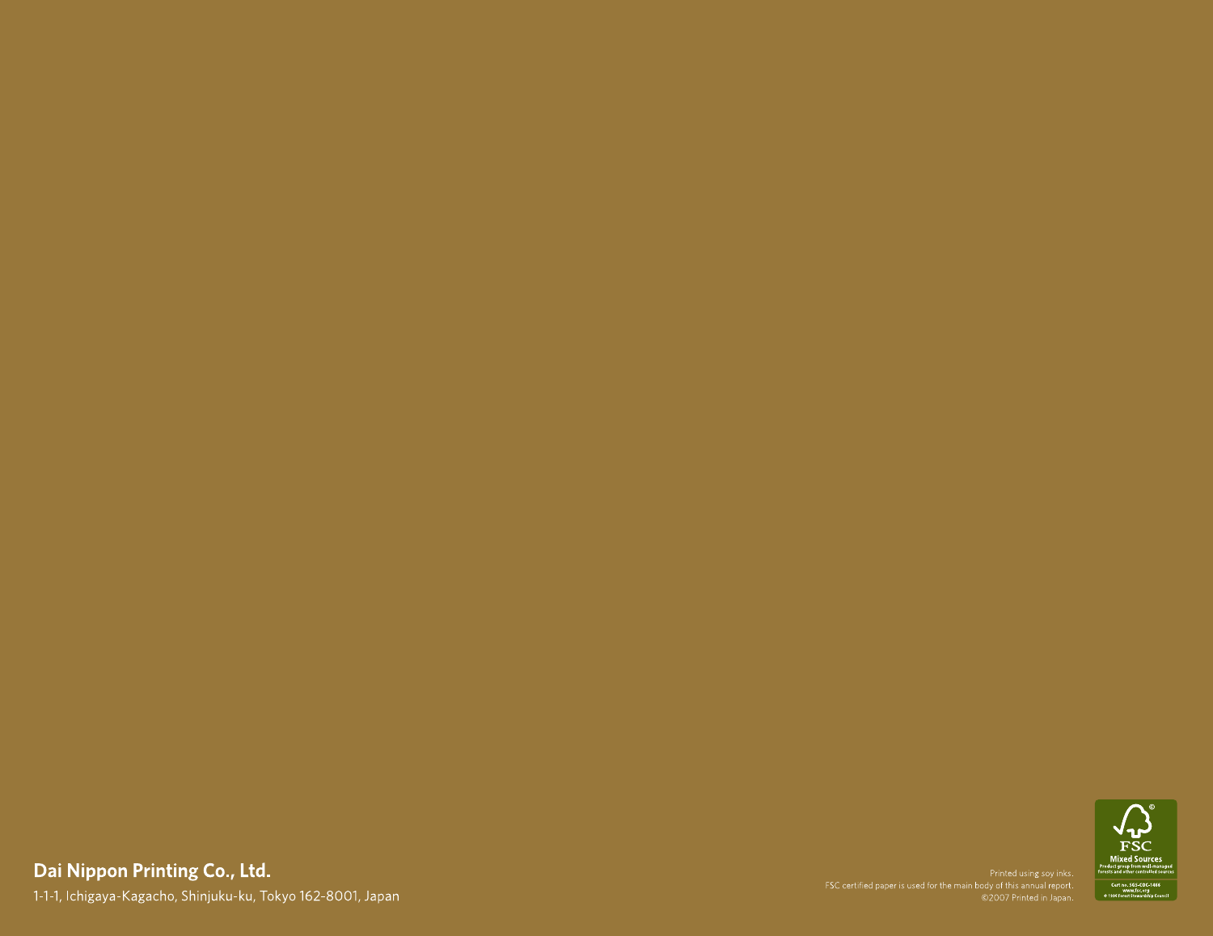**Dai Nippon Printing Co., Ltd.**

1-1-1, Ichigaya-Kagacho, Shinjuku-ku, Tokyo 162-8001, Japan

Printed using soy inks.
FSC certified paper is used for the main body of this annual report.
©2007 Printed in Japan.

FSC
Mixed Sources
Product group from well-managed forests and other controlled sources
Cert no. SGS-COC-1406
www.fsc.org
© 1996 Forest Stewardship Council